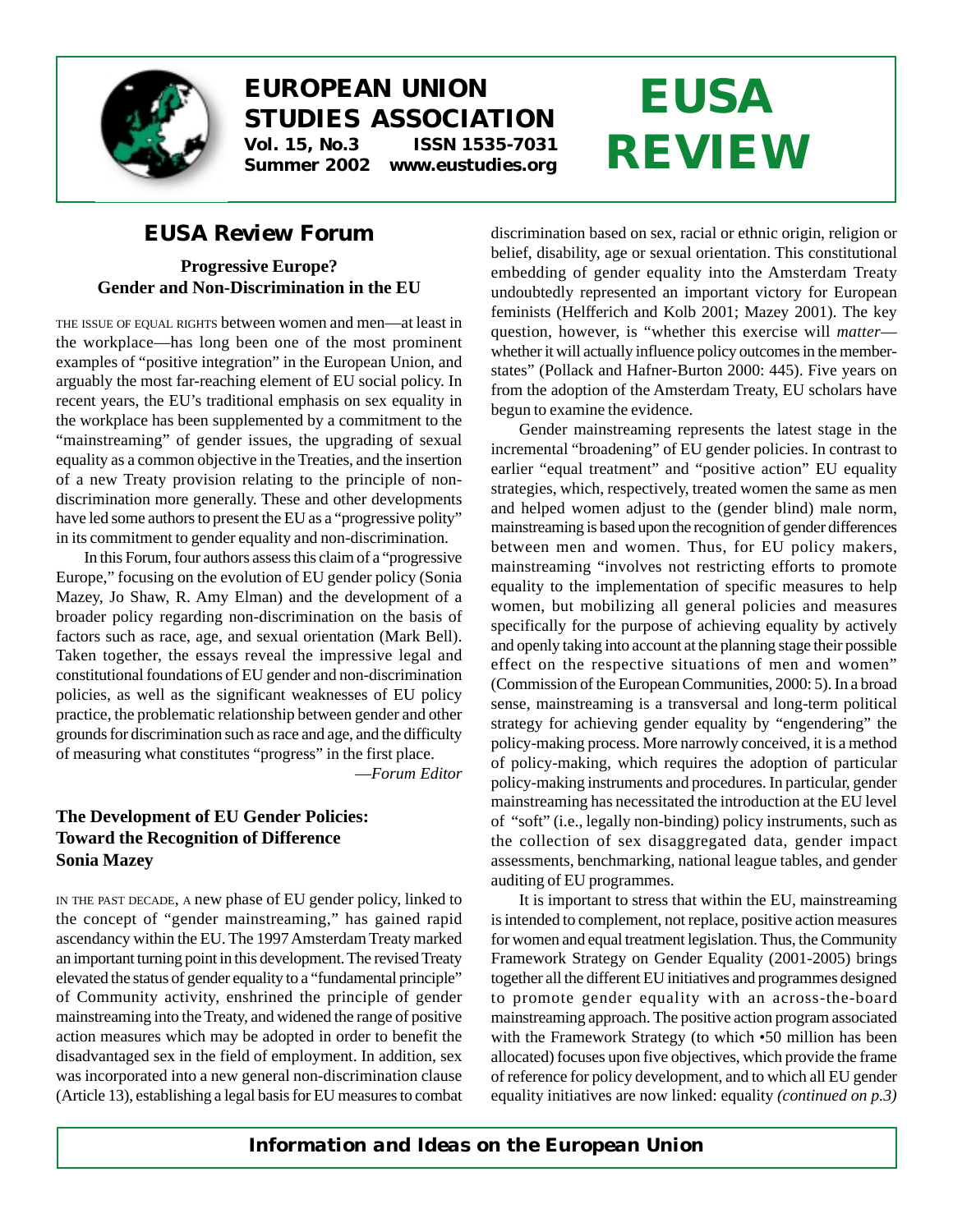# EUROPEAN UNION STUDIES ASSOCIATION

**Vol. 15, No.3 ISSN 1535-7031**
**Summer 2002 www.eustudies.org**

# EUSA REVIEW

## EUSA Review Forum

### Progressive Europe? Gender and Non-Discrimination in the EU

THE ISSUE OF EQUAL RIGHTS between women and men—at least in the workplace—has long been one of the most prominent examples of "positive integration" in the European Union, and arguably the most far-reaching element of EU social policy. In recent years, the EU's traditional emphasis on sex equality in the workplace has been supplemented by a commitment to the "mainstreaming" of gender issues, the upgrading of sexual equality as a common objective in the Treaties, and the insertion of a new Treaty provision relating to the principle of non-discrimination more generally. These and other developments have led some authors to present the EU as a "progressive polity" in its commitment to gender equality and non-discrimination.

In this Forum, four authors assess this claim of a "progressive Europe," focusing on the evolution of EU gender policy (Sonia Mazey, Jo Shaw, R. Amy Elman) and the development of a broader policy regarding non-discrimination on the basis of factors such as race, age, and sexual orientation (Mark Bell). Taken together, the essays reveal the impressive legal and constitutional foundations of EU gender and non-discrimination policies, as well as the significant weaknesses of EU policy practice, the problematic relationship between gender and other grounds for discrimination such as race and age, and the difficulty of measuring what constitutes "progress" in the first place.

—*Forum Editor*

### The Development of EU Gender Policies: Toward the Recognition of Difference
**Sonia Mazey**

IN THE PAST DECADE, A new phase of EU gender policy, linked to the concept of "gender mainstreaming," has gained rapid ascendancy within the EU. The 1997 Amsterdam Treaty marked an important turning point in this development. The revised Treaty elevated the status of gender equality to a "fundamental principle" of Community activity, enshrined the principle of gender mainstreaming into the Treaty, and widened the range of positive action measures which may be adopted in order to benefit the disadvantaged sex in the field of employment. In addition, sex was incorporated into a new general non-discrimination clause (Article 13), establishing a legal basis for EU measures to combat discrimination based on sex, racial or ethnic origin, religion or belief, disability, age or sexual orientation. This constitutional embedding of gender equality into the Amsterdam Treaty undoubtedly represented an important victory for European feminists (Helfferich and Kolb 2001; Mazey 2001). The key question, however, is "whether this exercise will *matter*—whether it will actually influence policy outcomes in the member-states" (Pollack and Hafner-Burton 2000: 445). Five years on from the adoption of the Amsterdam Treaty, EU scholars have begun to examine the evidence.

Gender mainstreaming represents the latest stage in the incremental "broadening" of EU gender policies. In contrast to earlier "equal treatment" and "positive action" EU equality strategies, which, respectively, treated women the same as men and helped women adjust to the (gender blind) male norm, mainstreaming is based upon the recognition of gender differences between men and women. Thus, for EU policy makers, mainstreaming "involves not restricting efforts to promote equality to the implementation of specific measures to help women, but mobilizing all general policies and measures specifically for the purpose of achieving equality by actively and openly taking into account at the planning stage their possible effect on the respective situations of men and women" (Commission of the European Communities, 2000: 5). In a broad sense, mainstreaming is a transversal and long-term political strategy for achieving gender equality by "engendering" the policy-making process. More narrowly conceived, it is a method of policy-making, which requires the adoption of particular policy-making instruments and procedures. In particular, gender mainstreaming has necessitated the introduction at the EU level of "soft" (i.e., legally non-binding) policy instruments, such as the collection of sex disaggregated data, gender impact assessments, benchmarking, national league tables, and gender auditing of EU programmes.

It is important to stress that within the EU, mainstreaming is intended to complement, not replace, positive action measures for women and equal treatment legislation. Thus, the Community Framework Strategy on Gender Equality (2001-2005) brings together all the different EU initiatives and programmes designed to promote gender equality with an across-the-board mainstreaming approach. The positive action program associated with the Framework Strategy (to which •50 million has been allocated) focuses upon five objectives, which provide the frame of reference for policy development, and to which all EU gender equality initiatives are now linked: equality *(continued on p.3)*

**Information and Ideas on the European Union**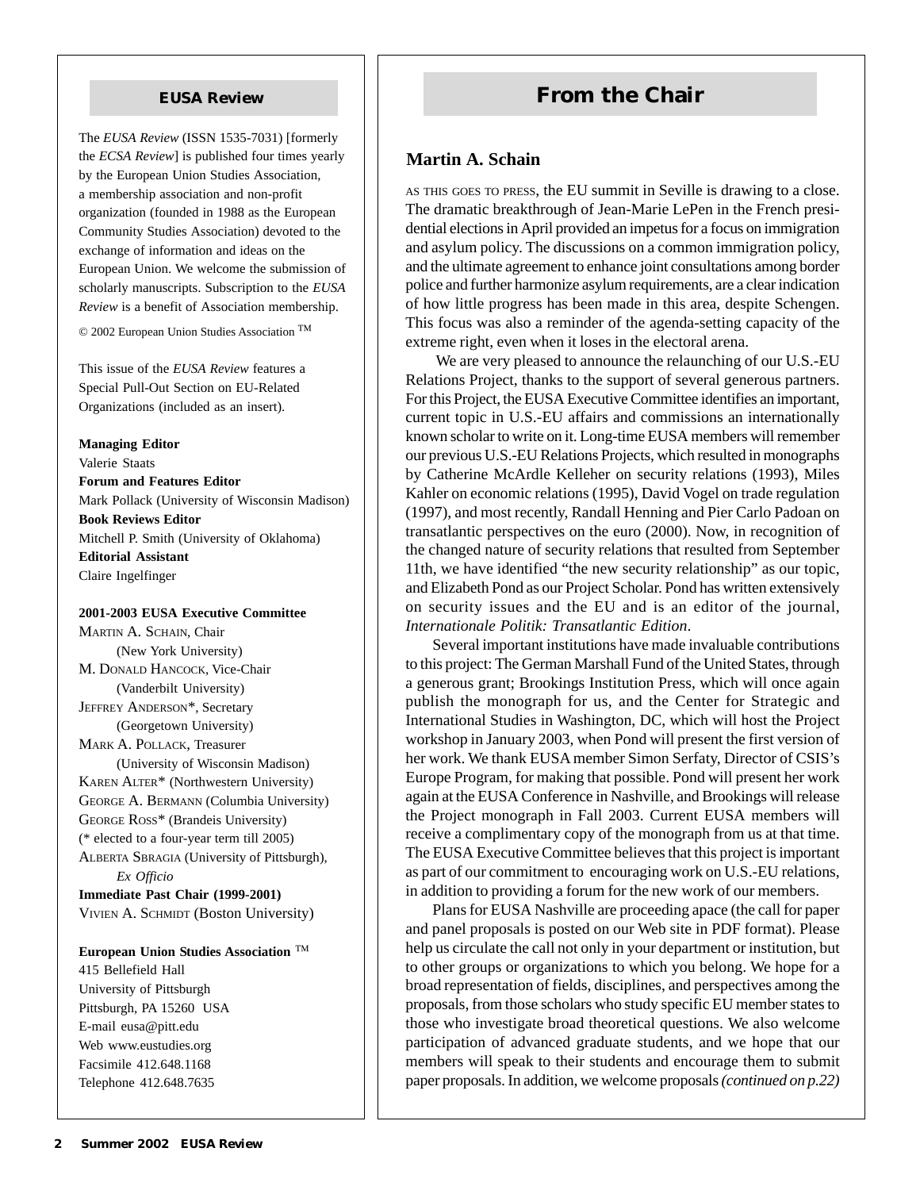## EUSA Review

The *EUSA Review* (ISSN 1535-7031) [formerly the *ECSA Review*] is published four times yearly by the European Union Studies Association, a membership association and non-profit organization (founded in 1988 as the European Community Studies Association) devoted to the exchange of information and ideas on the European Union. We welcome the submission of scholarly manuscripts. Subscription to the *EUSA Review* is a benefit of Association membership.

© 2002 European Union Studies Association ™

This issue of the *EUSA Review* features a Special Pull-Out Section on EU-Related Organizations (included as an insert).

**Managing Editor**
Valerie Staats

**Forum and Features Editor**
Mark Pollack (University of Wisconsin Madison)

**Book Reviews Editor**
Mitchell P. Smith (University of Oklahoma)

**Editorial Assistant**
Claire Ingelfinger

**2001-2003 EUSA Executive Committee**

Martin A. Schain, Chair (New York University)
M. Donald Hancock, Vice-Chair (Vanderbilt University)
Jeffrey Anderson*, Secretary (Georgetown University)
Mark A. Pollack, Treasurer (University of Wisconsin Madison)
Karen Alter* (Northwestern University)
George A. Bermann (Columbia University)
George Ross* (Brandeis University)
(* elected to a four-year term till 2005)
Alberta Sbragia (University of Pittsburgh), *Ex Officio*

**Immediate Past Chair (1999-2001)**
Vivien A. Schmidt (Boston University)

**European Union Studies Association** ™
415 Bellefield Hall
University of Pittsburgh
Pittsburgh, PA 15260 USA
E-mail eusa@pitt.edu
Web www.eustudies.org
Facsimile 412.648.1168
Telephone 412.648.7635

# From the Chair

### Martin A. Schain

As this goes to press, the EU summit in Seville is drawing to a close. The dramatic breakthrough of Jean-Marie LePen in the French presidential elections in April provided an impetus for a focus on immigration and asylum policy. The discussions on a common immigration policy, and the ultimate agreement to enhance joint consultations among border police and further harmonize asylum requirements, are a clear indication of how little progress has been made in this area, despite Schengen. This focus was also a reminder of the agenda-setting capacity of the extreme right, even when it loses in the electoral arena.

We are very pleased to announce the relaunching of our U.S.-EU Relations Project, thanks to the support of several generous partners. For this Project, the EUSA Executive Committee identifies an important, current topic in U.S.-EU affairs and commissions an internationally known scholar to write on it. Long-time EUSA members will remember our previous U.S.-EU Relations Projects, which resulted in monographs by Catherine McArdle Kelleher on security relations (1993), Miles Kahler on economic relations (1995), David Vogel on trade regulation (1997), and most recently, Randall Henning and Pier Carlo Padoan on transatlantic perspectives on the euro (2000). Now, in recognition of the changed nature of security relations that resulted from September 11th, we have identified "the new security relationship" as our topic, and Elizabeth Pond as our Project Scholar. Pond has written extensively on security issues and the EU and is an editor of the journal, *Internationale Politik: Transatlantic Edition*.

Several important institutions have made invaluable contributions to this project: The German Marshall Fund of the United States, through a generous grant; Brookings Institution Press, which will once again publish the monograph for us, and the Center for Strategic and International Studies in Washington, DC, which will host the Project workshop in January 2003, when Pond will present the first version of her work. We thank EUSA member Simon Serfaty, Director of CSIS's Europe Program, for making that possible. Pond will present her work again at the EUSA Conference in Nashville, and Brookings will release the Project monograph in Fall 2003. Current EUSA members will receive a complimentary copy of the monograph from us at that time. The EUSA Executive Committee believes that this project is important as part of our commitment to encouraging work on U.S.-EU relations, in addition to providing a forum for the new work of our members.

Plans for EUSA Nashville are proceeding apace (the call for paper and panel proposals is posted on our Web site in PDF format). Please help us circulate the call not only in your department or institution, but to other groups or organizations to which you belong. We hope for a broad representation of fields, disciplines, and perspectives among the proposals, from those scholars who study specific EU member states to those who investigate broad theoretical questions. We also welcome participation of advanced graduate students, and we hope that our members will speak to their students and encourage them to submit paper proposals. In addition, we welcome proposals *(continued on p.22)*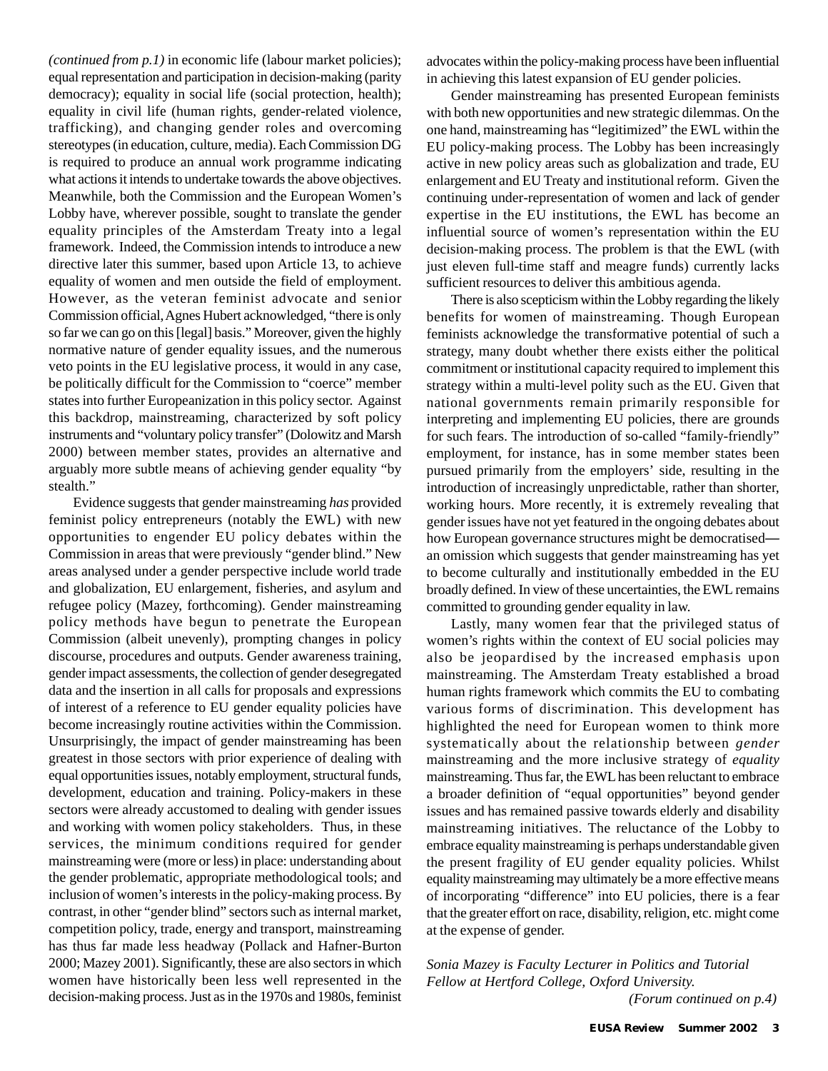*(continued from p.1)* in economic life (labour market policies); equal representation and participation in decision-making (parity democracy); equality in social life (social protection, health); equality in civil life (human rights, gender-related violence, trafficking), and changing gender roles and overcoming stereotypes (in education, culture, media). Each Commission DG is required to produce an annual work programme indicating what actions it intends to undertake towards the above objectives. Meanwhile, both the Commission and the European Women's Lobby have, wherever possible, sought to translate the gender equality principles of the Amsterdam Treaty into a legal framework. Indeed, the Commission intends to introduce a new directive later this summer, based upon Article 13, to achieve equality of women and men outside the field of employment. However, as the veteran feminist advocate and senior Commission official, Agnes Hubert acknowledged, "there is only so far we can go on this [legal] basis." Moreover, given the highly normative nature of gender equality issues, and the numerous veto points in the EU legislative process, it would in any case, be politically difficult for the Commission to "coerce" member states into further Europeanization in this policy sector. Against this backdrop, mainstreaming, characterized by soft policy instruments and "voluntary policy transfer" (Dolowitz and Marsh 2000) between member states, provides an alternative and arguably more subtle means of achieving gender equality "by stealth."

Evidence suggests that gender mainstreaming *has* provided feminist policy entrepreneurs (notably the EWL) with new opportunities to engender EU policy debates within the Commission in areas that were previously "gender blind." New areas analysed under a gender perspective include world trade and globalization, EU enlargement, fisheries, and asylum and refugee policy (Mazey, forthcoming). Gender mainstreaming policy methods have begun to penetrate the European Commission (albeit unevenly), prompting changes in policy discourse, procedures and outputs. Gender awareness training, gender impact assessments, the collection of gender desegregated data and the insertion in all calls for proposals and expressions of interest of a reference to EU gender equality policies have become increasingly routine activities within the Commission. Unsurprisingly, the impact of gender mainstreaming has been greatest in those sectors with prior experience of dealing with equal opportunities issues, notably employment, structural funds, development, education and training. Policy-makers in these sectors were already accustomed to dealing with gender issues and working with women policy stakeholders. Thus, in these services, the minimum conditions required for gender mainstreaming were (more or less) in place: understanding about the gender problematic, appropriate methodological tools; and inclusion of women's interests in the policy-making process. By contrast, in other "gender blind" sectors such as internal market, competition policy, trade, energy and transport, mainstreaming has thus far made less headway (Pollack and Hafner-Burton 2000; Mazey 2001). Significantly, these are also sectors in which women have historically been less well represented in the decision-making process. Just as in the 1970s and 1980s, feminist advocates within the policy-making process have been influential in achieving this latest expansion of EU gender policies.

Gender mainstreaming has presented European feminists with both new opportunities and new strategic dilemmas. On the one hand, mainstreaming has "legitimized" the EWL within the EU policy-making process. The Lobby has been increasingly active in new policy areas such as globalization and trade, EU enlargement and EU Treaty and institutional reform. Given the continuing under-representation of women and lack of gender expertise in the EU institutions, the EWL has become an influential source of women's representation within the EU decision-making process. The problem is that the EWL (with just eleven full-time staff and meagre funds) currently lacks sufficient resources to deliver this ambitious agenda.

There is also scepticism within the Lobby regarding the likely benefits for women of mainstreaming. Though European feminists acknowledge the transformative potential of such a strategy, many doubt whether there exists either the political commitment or institutional capacity required to implement this strategy within a multi-level polity such as the EU. Given that national governments remain primarily responsible for interpreting and implementing EU policies, there are grounds for such fears. The introduction of so-called "family-friendly" employment, for instance, has in some member states been pursued primarily from the employers' side, resulting in the introduction of increasingly unpredictable, rather than shorter, working hours. More recently, it is extremely revealing that gender issues have not yet featured in the ongoing debates about how European governance structures might be democratised—an omission which suggests that gender mainstreaming has yet to become culturally and institutionally embedded in the EU broadly defined. In view of these uncertainties, the EWL remains committed to grounding gender equality in law.

Lastly, many women fear that the privileged status of women's rights within the context of EU social policies may also be jeopardised by the increased emphasis upon mainstreaming. The Amsterdam Treaty established a broad human rights framework which commits the EU to combating various forms of discrimination. This development has highlighted the need for European women to think more systematically about the relationship between *gender* mainstreaming and the more inclusive strategy of *equality* mainstreaming. Thus far, the EWL has been reluctant to embrace a broader definition of "equal opportunities" beyond gender issues and has remained passive towards elderly and disability mainstreaming initiatives. The reluctance of the Lobby to embrace equality mainstreaming is perhaps understandable given the present fragility of EU gender equality policies. Whilst equality mainstreaming may ultimately be a more effective means of incorporating "difference" into EU policies, there is a fear that the greater effort on race, disability, religion, etc. might come at the expense of gender.

*Sonia Mazey is Faculty Lecturer in Politics and Tutorial Fellow at Hertford College, Oxford University.*

*(Forum continued on p.4)*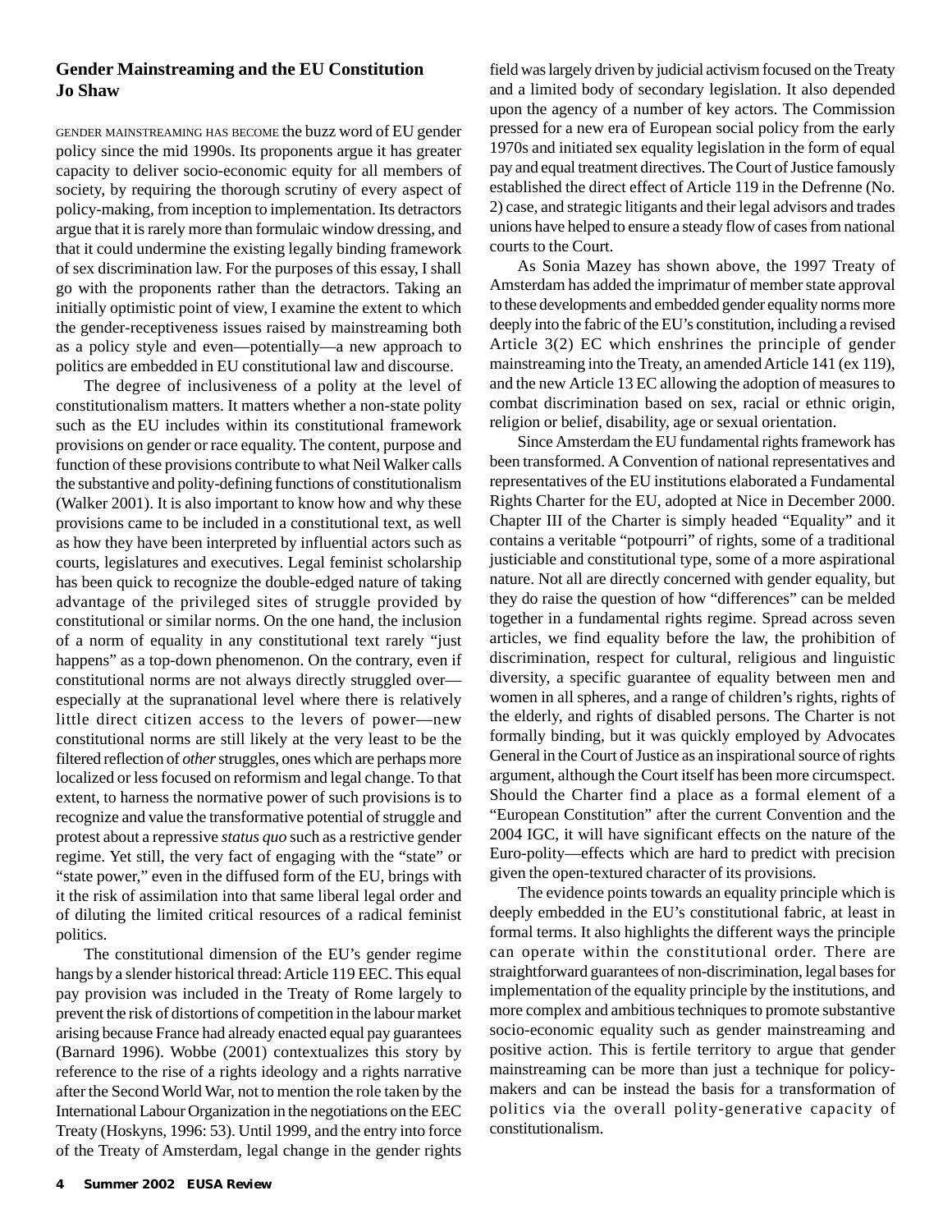## Gender Mainstreaming and the EU Constitution
**Jo Shaw**

GENDER MAINSTREAMING HAS BECOME the buzz word of EU gender policy since the mid 1990s. Its proponents argue it has greater capacity to deliver socio-economic equity for all members of society, by requiring the thorough scrutiny of every aspect of policy-making, from inception to implementation. Its detractors argue that it is rarely more than formulaic window dressing, and that it could undermine the existing legally binding framework of sex discrimination law. For the purposes of this essay, I shall go with the proponents rather than the detractors. Taking an initially optimistic point of view, I examine the extent to which the gender-receptiveness issues raised by mainstreaming both as a policy style and even—potentially—a new approach to politics are embedded in EU constitutional law and discourse.

The degree of inclusiveness of a polity at the level of constitutionalism matters. It matters whether a non-state polity such as the EU includes within its constitutional framework provisions on gender or race equality. The content, purpose and function of these provisions contribute to what Neil Walker calls the substantive and polity-defining functions of constitutionalism (Walker 2001). It is also important to know how and why these provisions came to be included in a constitutional text, as well as how they have been interpreted by influential actors such as courts, legislatures and executives. Legal feminist scholarship has been quick to recognize the double-edged nature of taking advantage of the privileged sites of struggle provided by constitutional or similar norms. On the one hand, the inclusion of a norm of equality in any constitutional text rarely "just happens" as a top-down phenomenon. On the contrary, even if constitutional norms are not always directly struggled over—especially at the supranational level where there is relatively little direct citizen access to the levers of power—new constitutional norms are still likely at the very least to be the filtered reflection of *other* struggles, ones which are perhaps more localized or less focused on reformism and legal change. To that extent, to harness the normative power of such provisions is to recognize and value the transformative potential of struggle and protest about a repressive *status quo* such as a restrictive gender regime. Yet still, the very fact of engaging with the "state" or "state power," even in the diffused form of the EU, brings with it the risk of assimilation into that same liberal legal order and of diluting the limited critical resources of a radical feminist politics.

The constitutional dimension of the EU's gender regime hangs by a slender historical thread: Article 119 EEC. This equal pay provision was included in the Treaty of Rome largely to prevent the risk of distortions of competition in the labour market arising because France had already enacted equal pay guarantees (Barnard 1996). Wobbe (2001) contextualizes this story by reference to the rise of a rights ideology and a rights narrative after the Second World War, not to mention the role taken by the International Labour Organization in the negotiations on the EEC Treaty (Hoskyns, 1996: 53). Until 1999, and the entry into force of the Treaty of Amsterdam, legal change in the gender rights field was largely driven by judicial activism focused on the Treaty and a limited body of secondary legislation. It also depended upon the agency of a number of key actors. The Commission pressed for a new era of European social policy from the early 1970s and initiated sex equality legislation in the form of equal pay and equal treatment directives. The Court of Justice famously established the direct effect of Article 119 in the Defrenne (No. 2) case, and strategic litigants and their legal advisors and trades unions have helped to ensure a steady flow of cases from national courts to the Court.

As Sonia Mazey has shown above, the 1997 Treaty of Amsterdam has added the imprimatur of member state approval to these developments and embedded gender equality norms more deeply into the fabric of the EU's constitution, including a revised Article 3(2) EC which enshrines the principle of gender mainstreaming into the Treaty, an amended Article 141 (ex 119), and the new Article 13 EC allowing the adoption of measures to combat discrimination based on sex, racial or ethnic origin, religion or belief, disability, age or sexual orientation.

Since Amsterdam the EU fundamental rights framework has been transformed. A Convention of national representatives and representatives of the EU institutions elaborated a Fundamental Rights Charter for the EU, adopted at Nice in December 2000. Chapter III of the Charter is simply headed "Equality" and it contains a veritable "potpourri" of rights, some of a traditional justiciable and constitutional type, some of a more aspirational nature. Not all are directly concerned with gender equality, but they do raise the question of how "differences" can be melded together in a fundamental rights regime. Spread across seven articles, we find equality before the law, the prohibition of discrimination, respect for cultural, religious and linguistic diversity, a specific guarantee of equality between men and women in all spheres, and a range of children's rights, rights of the elderly, and rights of disabled persons. The Charter is not formally binding, but it was quickly employed by Advocates General in the Court of Justice as an inspirational source of rights argument, although the Court itself has been more circumspect. Should the Charter find a place as a formal element of a "European Constitution" after the current Convention and the 2004 IGC, it will have significant effects on the nature of the Euro-polity—effects which are hard to predict with precision given the open-textured character of its provisions.

The evidence points towards an equality principle which is deeply embedded in the EU's constitutional fabric, at least in formal terms. It also highlights the different ways the principle can operate within the constitutional order. There are straightforward guarantees of non-discrimination, legal bases for implementation of the equality principle by the institutions, and more complex and ambitious techniques to promote substantive socio-economic equality such as gender mainstreaming and positive action. This is fertile territory to argue that gender mainstreaming can be more than just a technique for policy-makers and can be instead the basis for a transformation of politics via the overall polity-generative capacity of constitutionalism.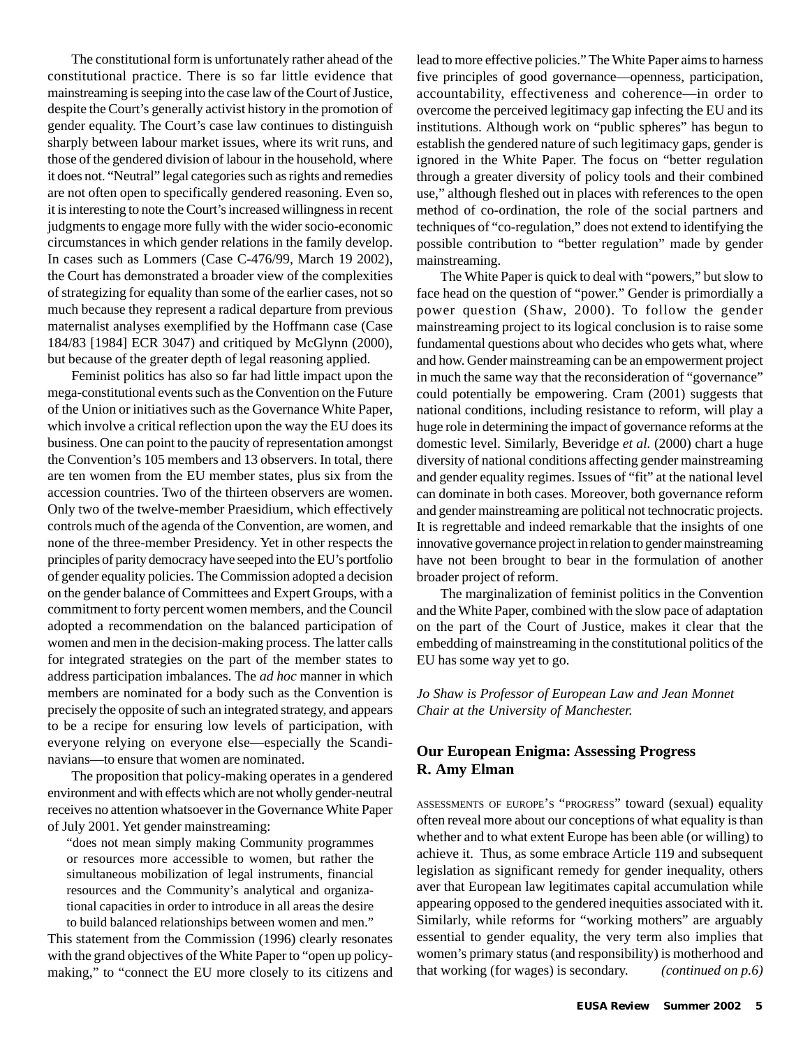The constitutional form is unfortunately rather ahead of the constitutional practice. There is so far little evidence that mainstreaming is seeping into the case law of the Court of Justice, despite the Court's generally activist history in the promotion of gender equality. The Court's case law continues to distinguish sharply between labour market issues, where its writ runs, and those of the gendered division of labour in the household, where it does not. "Neutral" legal categories such as rights and remedies are not often open to specifically gendered reasoning. Even so, it is interesting to note the Court's increased willingness in recent judgments to engage more fully with the wider socio-economic circumstances in which gender relations in the family develop. In cases such as Lommers (Case C-476/99, March 19 2002), the Court has demonstrated a broader view of the complexities of strategizing for equality than some of the earlier cases, not so much because they represent a radical departure from previous maternalist analyses exemplified by the Hoffmann case (Case 184/83 [1984] ECR 3047) and critiqued by McGlynn (2000), but because of the greater depth of legal reasoning applied.

Feminist politics has also so far had little impact upon the mega-constitutional events such as the Convention on the Future of the Union or initiatives such as the Governance White Paper, which involve a critical reflection upon the way the EU does its business. One can point to the paucity of representation amongst the Convention's 105 members and 13 observers. In total, there are ten women from the EU member states, plus six from the accession countries. Two of the thirteen observers are women. Only two of the twelve-member Praesidium, which effectively controls much of the agenda of the Convention, are women, and none of the three-member Presidency. Yet in other respects the principles of parity democracy have seeped into the EU's portfolio of gender equality policies. The Commission adopted a decision on the gender balance of Committees and Expert Groups, with a commitment to forty percent women members, and the Council adopted a recommendation on the balanced participation of women and men in the decision-making process. The latter calls for integrated strategies on the part of the member states to address participation imbalances. The *ad hoc* manner in which members are nominated for a body such as the Convention is precisely the opposite of such an integrated strategy, and appears to be a recipe for ensuring low levels of participation, with everyone relying on everyone else—especially the Scandinavians—to ensure that women are nominated.

The proposition that policy-making operates in a gendered environment and with effects which are not wholly gender-neutral receives no attention whatsoever in the Governance White Paper of July 2001. Yet gender mainstreaming:

> "does not mean simply making Community programmes or resources more accessible to women, but rather the simultaneous mobilization of legal instruments, financial resources and the Community's analytical and organizational capacities in order to introduce in all areas the desire to build balanced relationships between women and men."

This statement from the Commission (1996) clearly resonates with the grand objectives of the White Paper to "open up policy-making," to "connect the EU more closely to its citizens and lead to more effective policies." The White Paper aims to harness five principles of good governance—openness, participation, accountability, effectiveness and coherence—in order to overcome the perceived legitimacy gap infecting the EU and its institutions. Although work on "public spheres" has begun to establish the gendered nature of such legitimacy gaps, gender is ignored in the White Paper. The focus on "better regulation through a greater diversity of policy tools and their combined use," although fleshed out in places with references to the open method of co-ordination, the role of the social partners and techniques of "co-regulation," does not extend to identifying the possible contribution to "better regulation" made by gender mainstreaming.

The White Paper is quick to deal with "powers," but slow to face head on the question of "power." Gender is primordially a power question (Shaw, 2000). To follow the gender mainstreaming project to its logical conclusion is to raise some fundamental questions about who decides who gets what, where and how. Gender mainstreaming can be an empowerment project in much the same way that the reconsideration of "governance" could potentially be empowering. Cram (2001) suggests that national conditions, including resistance to reform, will play a huge role in determining the impact of governance reforms at the domestic level. Similarly, Beveridge *et al.* (2000) chart a huge diversity of national conditions affecting gender mainstreaming and gender equality regimes. Issues of "fit" at the national level can dominate in both cases. Moreover, both governance reform and gender mainstreaming are political not technocratic projects. It is regrettable and indeed remarkable that the insights of one innovative governance project in relation to gender mainstreaming have not been brought to bear in the formulation of another broader project of reform.

The marginalization of feminist politics in the Convention and the White Paper, combined with the slow pace of adaptation on the part of the Court of Justice, makes it clear that the embedding of mainstreaming in the constitutional politics of the EU has some way yet to go.

*Jo Shaw is Professor of European Law and Jean Monnet Chair at the University of Manchester.*

## Our European Enigma: Assessing Progress
**R. Amy Elman**

ASSESSMENTS OF EUROPE'S "PROGRESS" toward (sexual) equality often reveal more about our conceptions of what equality is than whether and to what extent Europe has been able (or willing) to achieve it. Thus, as some embrace Article 119 and subsequent legislation as significant remedy for gender inequality, others aver that European law legitimates capital accumulation while appearing opposed to the gendered inequities associated with it. Similarly, while reforms for "working mothers" are arguably essential to gender equality, the very term also implies that women's primary status (and responsibility) is motherhood and that working (for wages) is secondary. *(continued on p.6)*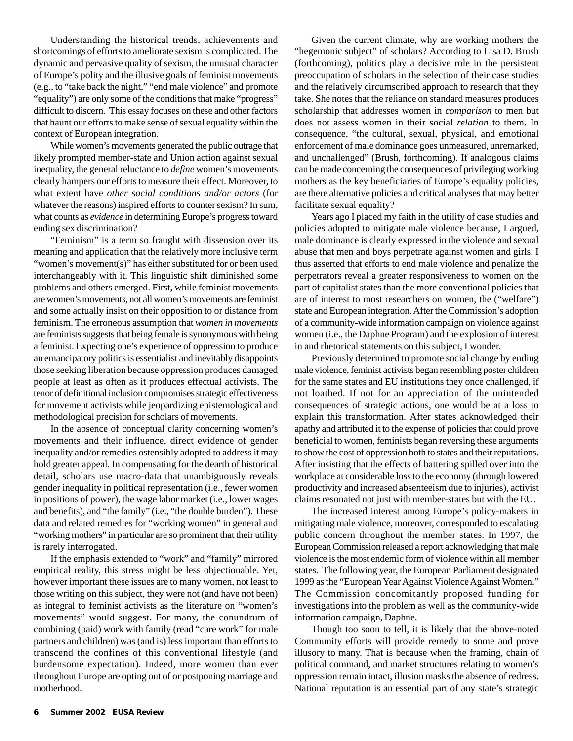Understanding the historical trends, achievements and shortcomings of efforts to ameliorate sexism is complicated. The dynamic and pervasive quality of sexism, the unusual character of Europe's polity and the illusive goals of feminist movements (e.g., to "take back the night," "end male violence" and promote "equality") are only some of the conditions that make "progress" difficult to discern. This essay focuses on these and other factors that haunt our efforts to make sense of sexual equality within the context of European integration.

While women's movements generated the public outrage that likely prompted member-state and Union action against sexual inequality, the general reluctance to *define* women's movements clearly hampers our efforts to measure their effect. Moreover, to what extent have *other social conditions and/or actors* (for whatever the reasons) inspired efforts to counter sexism? In sum, what counts as *evidence* in determining Europe's progress toward ending sex discrimination?

"Feminism" is a term so fraught with dissension over its meaning and application that the relatively more inclusive term "women's movement(s)" has either substituted for or been used interchangeably with it. This linguistic shift diminished some problems and others emerged. First, while feminist movements are women's movements, not all women's movements are feminist and some actually insist on their opposition to or distance from feminism. The erroneous assumption that *women in movements* are feminists suggests that being female is synonymous with being a feminist. Expecting one's experience of oppression to produce an emancipatory politics is essentialist and inevitably disappoints those seeking liberation because oppression produces damaged people at least as often as it produces effectual activists. The tenor of definitional inclusion compromises strategic effectiveness for movement activists while jeopardizing epistemological and methodological precision for scholars of movements.

In the absence of conceptual clarity concerning women's movements and their influence, direct evidence of gender inequality and/or remedies ostensibly adopted to address it may hold greater appeal. In compensating for the dearth of historical detail, scholars use macro-data that unambiguously reveals gender inequality in political representation (i.e., fewer women in positions of power), the wage labor market (i.e., lower wages and benefits), and "the family" (i.e., "the double burden"). These data and related remedies for "working women" in general and "working mothers" in particular are so prominent that their utility is rarely interrogated.

If the emphasis extended to "work" and "family" mirrored empirical reality, this stress might be less objectionable. Yet, however important these issues are to many women, not least to those writing on this subject, they were not (and have not been) as integral to feminist activists as the literature on "women's movements" would suggest. For many, the conundrum of combining (paid) work with family (read "care work" for male partners and children) was (and is) less important than efforts to transcend the confines of this conventional lifestyle (and burdensome expectation). Indeed, more women than ever throughout Europe are opting out of or postponing marriage and motherhood.

Given the current climate, why are working mothers the "hegemonic subject" of scholars? According to Lisa D. Brush (forthcoming), politics play a decisive role in the persistent preoccupation of scholars in the selection of their case studies and the relatively circumscribed approach to research that they take. She notes that the reliance on standard measures produces scholarship that addresses women in *comparison* to men but does not assess women in their social *relation* to them. In consequence, "the cultural, sexual, physical, and emotional enforcement of male dominance goes unmeasured, unremarked, and unchallenged" (Brush, forthcoming). If analogous claims can be made concerning the consequences of privileging working mothers as the key beneficiaries of Europe's equality policies, are there alternative policies and critical analyses that may better facilitate sexual equality?

Years ago I placed my faith in the utility of case studies and policies adopted to mitigate male violence because, I argued, male dominance is clearly expressed in the violence and sexual abuse that men and boys perpetrate against women and girls. I thus asserted that efforts to end male violence and penalize the perpetrators reveal a greater responsiveness to women on the part of capitalist states than the more conventional policies that are of interest to most researchers on women, the ("welfare") state and European integration. After the Commission's adoption of a community-wide information campaign on violence against women (i.e., the Daphne Program) and the explosion of interest in and rhetorical statements on this subject, I wonder.

Previously determined to promote social change by ending male violence, feminist activists began resembling poster children for the same states and EU institutions they once challenged, if not loathed. If not for an appreciation of the unintended consequences of strategic actions, one would be at a loss to explain this transformation. After states acknowledged their apathy and attributed it to the expense of policies that could prove beneficial to women, feminists began reversing these arguments to show the cost of oppression both to states and their reputations. After insisting that the effects of battering spilled over into the workplace at considerable loss to the economy (through lowered productivity and increased absenteeism due to injuries), activist claims resonated not just with member-states but with the EU.

The increased interest among Europe's policy-makers in mitigating male violence, moreover, corresponded to escalating public concern throughout the member states. In 1997, the European Commission released a report acknowledging that male violence is the most endemic form of violence within all member states. The following year, the European Parliament designated 1999 as the "European Year Against Violence Against Women." The Commission concomitantly proposed funding for investigations into the problem as well as the community-wide information campaign, Daphne.

Though too soon to tell, it is likely that the above-noted Community efforts will provide remedy to some and prove illusory to many. That is because when the framing, chain of political command, and market structures relating to women's oppression remain intact, illusion masks the absence of redress. National reputation is an essential part of any state's strategic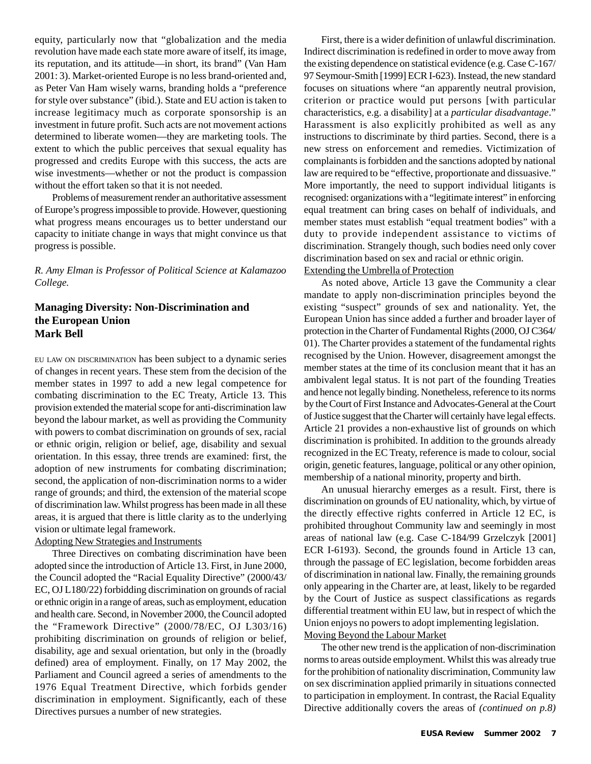equity, particularly now that "globalization and the media revolution have made each state more aware of itself, its image, its reputation, and its attitude—in short, its brand" (Van Ham 2001: 3). Market-oriented Europe is no less brand-oriented and, as Peter Van Ham wisely warns, branding holds a "preference for style over substance" (ibid.). State and EU action is taken to increase legitimacy much as corporate sponsorship is an investment in future profit. Such acts are not movement actions determined to liberate women—they are marketing tools. The extent to which the public perceives that sexual equality has progressed and credits Europe with this success, the acts are wise investments—whether or not the product is compassion without the effort taken so that it is not needed.

Problems of measurement render an authoritative assessment of Europe's progress impossible to provide. However, questioning what progress means encourages us to better understand our capacity to initiate change in ways that might convince us that progress is possible.

*R. Amy Elman is Professor of Political Science at Kalamazoo College.*

## Managing Diversity: Non-Discrimination and the European Union
**Mark Bell**

EU LAW ON DISCRIMINATION has been subject to a dynamic series of changes in recent years. These stem from the decision of the member states in 1997 to add a new legal competence for combating discrimination to the EC Treaty, Article 13. This provision extended the material scope for anti-discrimination law beyond the labour market, as well as providing the Community with powers to combat discrimination on grounds of sex, racial or ethnic origin, religion or belief, age, disability and sexual orientation. In this essay, three trends are examined: first, the adoption of new instruments for combating discrimination; second, the application of non-discrimination norms to a wider range of grounds; and third, the extension of the material scope of discrimination law. Whilst progress has been made in all these areas, it is argued that there is little clarity as to the underlying vision or ultimate legal framework.

### Adopting New Strategies and Instruments

Three Directives on combating discrimination have been adopted since the introduction of Article 13. First, in June 2000, the Council adopted the "Racial Equality Directive" (2000/43/EC, OJ L180/22) forbidding discrimination on grounds of racial or ethnic origin in a range of areas, such as employment, education and health care. Second, in November 2000, the Council adopted the "Framework Directive" (2000/78/EC, OJ L303/16) prohibiting discrimination on grounds of religion or belief, disability, age and sexual orientation, but only in the (broadly defined) area of employment. Finally, on 17 May 2002, the Parliament and Council agreed a series of amendments to the 1976 Equal Treatment Directive, which forbids gender discrimination in employment. Significantly, each of these Directives pursues a number of new strategies.

First, there is a wider definition of unlawful discrimination. Indirect discrimination is redefined in order to move away from the existing dependence on statistical evidence (e.g. Case C-167/97 Seymour-Smith [1999] ECR I-623). Instead, the new standard focuses on situations where "an apparently neutral provision, criterion or practice would put persons [with particular characteristics, e.g. a disability] at a *particular disadvantage*." Harassment is also explicitly prohibited as well as any instructions to discriminate by third parties. Second, there is a new stress on enforcement and remedies. Victimization of complainants is forbidden and the sanctions adopted by national law are required to be "effective, proportionate and dissuasive." More importantly, the need to support individual litigants is recognised: organizations with a "legitimate interest" in enforcing equal treatment can bring cases on behalf of individuals, and member states must establish "equal treatment bodies" with a duty to provide independent assistance to victims of discrimination. Strangely though, such bodies need only cover discrimination based on sex and racial or ethnic origin.

### Extending the Umbrella of Protection

As noted above, Article 13 gave the Community a clear mandate to apply non-discrimination principles beyond the existing "suspect" grounds of sex and nationality. Yet, the European Union has since added a further and broader layer of protection in the Charter of Fundamental Rights (2000, OJ C364/01). The Charter provides a statement of the fundamental rights recognised by the Union. However, disagreement amongst the member states at the time of its conclusion meant that it has an ambivalent legal status. It is not part of the founding Treaties and hence not legally binding. Nonetheless, reference to its norms by the Court of First Instance and Advocates-General at the Court of Justice suggest that the Charter will certainly have legal effects. Article 21 provides a non-exhaustive list of grounds on which discrimination is prohibited. In addition to the grounds already recognized in the EC Treaty, reference is made to colour, social origin, genetic features, language, political or any other opinion, membership of a national minority, property and birth.

An unusual hierarchy emerges as a result. First, there is discrimination on grounds of EU nationality, which, by virtue of the directly effective rights conferred in Article 12 EC, is prohibited throughout Community law and seemingly in most areas of national law (e.g. Case C-184/99 Grzelczyk [2001] ECR I-6193). Second, the grounds found in Article 13 can, through the passage of EC legislation, become forbidden areas of discrimination in national law. Finally, the remaining grounds only appearing in the Charter are, at least, likely to be regarded by the Court of Justice as suspect classifications as regards differential treatment within EU law, but in respect of which the Union enjoys no powers to adopt implementing legislation.

### Moving Beyond the Labour Market

The other new trend is the application of non-discrimination norms to areas outside employment. Whilst this was already true for the prohibition of nationality discrimination, Community law on sex discrimination applied primarily in situations connected to participation in employment. In contrast, the Racial Equality Directive additionally covers the areas of *(continued on p.8)*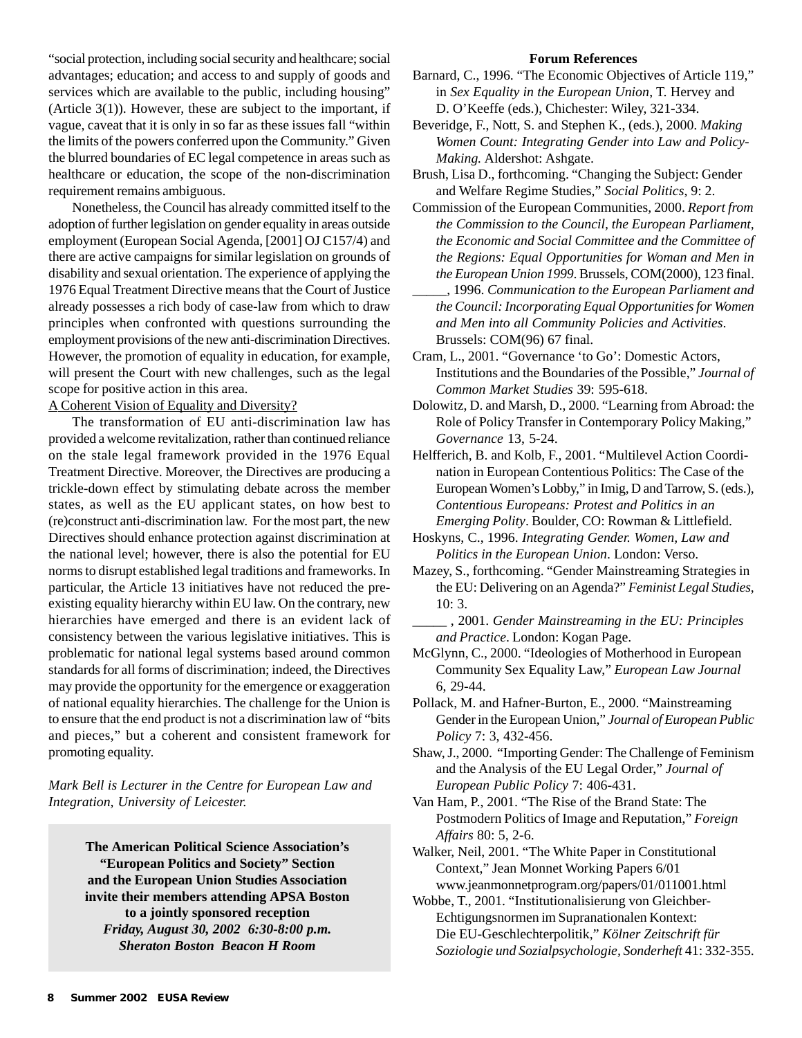"social protection, including social security and healthcare; social advantages; education; and access to and supply of goods and services which are available to the public, including housing" (Article 3(1)). However, these are subject to the important, if vague, caveat that it is only in so far as these issues fall "within the limits of the powers conferred upon the Community." Given the blurred boundaries of EC legal competence in areas such as healthcare or education, the scope of the non-discrimination requirement remains ambiguous.

Nonetheless, the Council has already committed itself to the adoption of further legislation on gender equality in areas outside employment (European Social Agenda, [2001] OJ C157/4) and there are active campaigns for similar legislation on grounds of disability and sexual orientation. The experience of applying the 1976 Equal Treatment Directive means that the Court of Justice already possesses a rich body of case-law from which to draw principles when confronted with questions surrounding the employment provisions of the new anti-discrimination Directives. However, the promotion of equality in education, for example, will present the Court with new challenges, such as the legal scope for positive action in this area.

A Coherent Vision of Equality and Diversity?

The transformation of EU anti-discrimination law has provided a welcome revitalization, rather than continued reliance on the stale legal framework provided in the 1976 Equal Treatment Directive. Moreover, the Directives are producing a trickle-down effect by stimulating debate across the member states, as well as the EU applicant states, on how best to (re)construct anti-discrimination law. For the most part, the new Directives should enhance protection against discrimination at the national level; however, there is also the potential for EU norms to disrupt established legal traditions and frameworks. In particular, the Article 13 initiatives have not reduced the pre-existing equality hierarchy within EU law. On the contrary, new hierarchies have emerged and there is an evident lack of consistency between the various legislative initiatives. This is problematic for national legal systems based around common standards for all forms of discrimination; indeed, the Directives may provide the opportunity for the emergence or exaggeration of national equality hierarchies. The challenge for the Union is to ensure that the end product is not a discrimination law of "bits and pieces," but a coherent and consistent framework for promoting equality.

*Mark Bell is Lecturer in the Centre for European Law and Integration, University of Leicester.*

**The American Political Science Association's "European Politics and Society" Section and the European Union Studies Association invite their members attending APSA Boston to a jointly sponsored reception**
***Friday, August 30, 2002 6:30-8:00 p.m.***
***Sheraton Boston Beacon H Room***

**Forum References**

Barnard, C., 1996. "The Economic Objectives of Article 119," in *Sex Equality in the European Union*, T. Hervey and D. O'Keeffe (eds.), Chichester: Wiley, 321-334.

Beveridge, F., Nott, S. and Stephen K., (eds.), 2000. *Making Women Count: Integrating Gender into Law and Policy-Making.* Aldershot: Ashgate.

Brush, Lisa D., forthcoming. "Changing the Subject: Gender and Welfare Regime Studies," *Social Politics*, 9: 2.

Commission of the European Communities, 2000. *Report from the Commission to the Council, the European Parliament, the Economic and Social Committee and the Committee of the Regions: Equal Opportunities for Woman and Men in the European Union 1999*. Brussels, COM(2000), 123 final.

_____, 1996. *Communication to the European Parliament and the Council: Incorporating Equal Opportunities for Women and Men into all Community Policies and Activities*. Brussels: COM(96) 67 final.

Cram, L., 2001. "Governance 'to Go': Domestic Actors, Institutions and the Boundaries of the Possible," *Journal of Common Market Studies* 39: 595-618.

Dolowitz, D. and Marsh, D., 2000. "Learning from Abroad: the Role of Policy Transfer in Contemporary Policy Making," *Governance* 13, 5-24.

Helfferich, B. and Kolb, F., 2001. "Multilevel Action Coordination in European Contentious Politics: The Case of the European Women's Lobby," in Imig, D and Tarrow, S. (eds.), *Contentious Europeans: Protest and Politics in an Emerging Polity*. Boulder, CO: Rowman & Littlefield.

Hoskyns, C., 1996. *Integrating Gender. Women, Law and Politics in the European Union*. London: Verso.

Mazey, S., forthcoming. "Gender Mainstreaming Strategies in the EU: Delivering on an Agenda?" *Feminist Legal Studies*, 10: 3.

_____ , 2001. *Gender Mainstreaming in the EU: Principles and Practice*. London: Kogan Page.

McGlynn, C., 2000. "Ideologies of Motherhood in European Community Sex Equality Law," *European Law Journal* 6, 29-44.

Pollack, M. and Hafner-Burton, E., 2000. "Mainstreaming Gender in the European Union," *Journal of European Public Policy* 7: 3, 432-456.

Shaw, J., 2000. "Importing Gender: The Challenge of Feminism and the Analysis of the EU Legal Order," *Journal of European Public Policy* 7: 406-431.

Van Ham, P., 2001. "The Rise of the Brand State: The Postmodern Politics of Image and Reputation," *Foreign Affairs* 80: 5, 2-6.

Walker, Neil, 2001. "The White Paper in Constitutional Context," Jean Monnet Working Papers 6/01 www.jeanmonnetprogram.org/papers/01/011001.html

Wobbe, T., 2001. "Institutionalisierung von Gleichber-Echtigungsnormen im Supranationalen Kontext: Die EU-Geschlechterpolitik," *Kölner Zeitschrift für Soziologie und Sozialpsychologie, Sonderheft* 41: 332-355.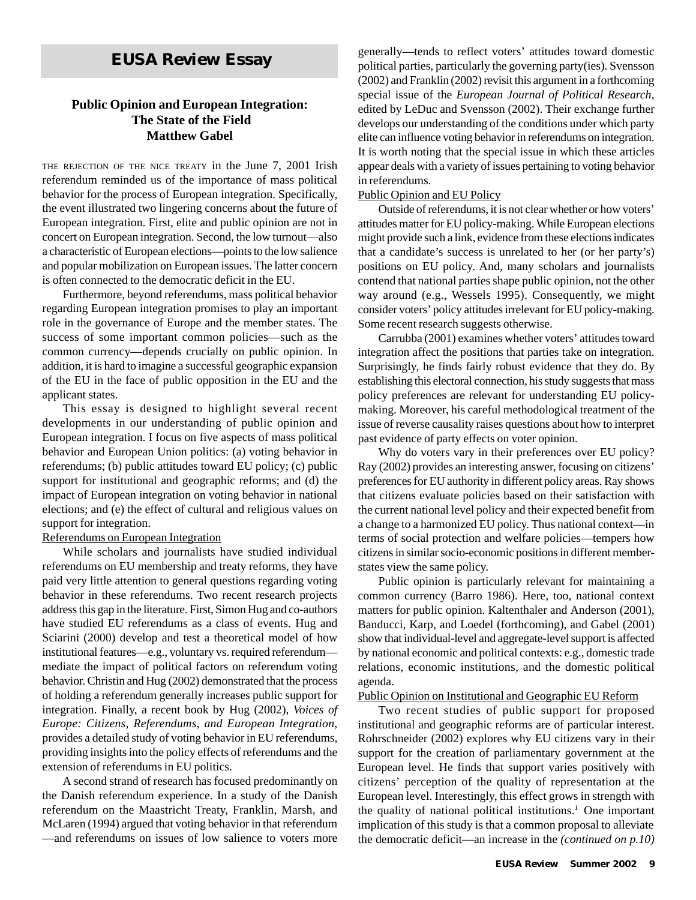# EUSA Review Essay

## Public Opinion and European Integration: The State of the Field

**Matthew Gabel**

THE REJECTION OF THE NICE TREATY in the June 7, 2001 Irish referendum reminded us of the importance of mass political behavior for the process of European integration. Specifically, the event illustrated two lingering concerns about the future of European integration. First, elite and public opinion are not in concert on European integration. Second, the low turnout—also a characteristic of European elections—points to the low salience and popular mobilization on European issues. The latter concern is often connected to the democratic deficit in the EU.

Furthermore, beyond referendums, mass political behavior regarding European integration promises to play an important role in the governance of Europe and the member states. The success of some important common policies—such as the common currency—depends crucially on public opinion. In addition, it is hard to imagine a successful geographic expansion of the EU in the face of public opposition in the EU and the applicant states.

This essay is designed to highlight several recent developments in our understanding of public opinion and European integration. I focus on five aspects of mass political behavior and European Union politics: (a) voting behavior in referendums; (b) public attitudes toward EU policy; (c) public support for institutional and geographic reforms; and (d) the impact of European integration on voting behavior in national elections; and (e) the effect of cultural and religious values on support for integration.

### Referendums on European Integration

While scholars and journalists have studied individual referendums on EU membership and treaty reforms, they have paid very little attention to general questions regarding voting behavior in these referendums. Two recent research projects address this gap in the literature. First, Simon Hug and co-authors have studied EU referendums as a class of events. Hug and Sciarini (2000) develop and test a theoretical model of how institutional features—e.g., voluntary vs. required referendum—mediate the impact of political factors on referendum voting behavior. Christin and Hug (2002) demonstrated that the process of holding a referendum generally increases public support for integration. Finally, a recent book by Hug (2002), *Voices of Europe: Citizens, Referendums, and European Integration*, provides a detailed study of voting behavior in EU referendums, providing insights into the policy effects of referendums and the extension of referendums in EU politics.

A second strand of research has focused predominantly on the Danish referendum experience. In a study of the Danish referendum on the Maastricht Treaty, Franklin, Marsh, and McLaren (1994) argued that voting behavior in that referendum—and referendums on issues of low salience to voters more generally—tends to reflect voters' attitudes toward domestic political parties, particularly the governing party(ies). Svensson (2002) and Franklin (2002) revisit this argument in a forthcoming special issue of the *European Journal of Political Research*, edited by LeDuc and Svensson (2002). Their exchange further develops our understanding of the conditions under which party elite can influence voting behavior in referendums on integration. It is worth noting that the special issue in which these articles appear deals with a variety of issues pertaining to voting behavior in referendums.

### Public Opinion and EU Policy

Outside of referendums, it is not clear whether or how voters' attitudes matter for EU policy-making. While European elections might provide such a link, evidence from these elections indicates that a candidate's success is unrelated to her (or her party's) positions on EU policy. And, many scholars and journalists contend that national parties shape public opinion, not the other way around (e.g., Wessels 1995). Consequently, we might consider voters' policy attitudes irrelevant for EU policy-making. Some recent research suggests otherwise.

Carrubba (2001) examines whether voters' attitudes toward integration affect the positions that parties take on integration. Surprisingly, he finds fairly robust evidence that they do. By establishing this electoral connection, his study suggests that mass policy preferences are relevant for understanding EU policy-making. Moreover, his careful methodological treatment of the issue of reverse causality raises questions about how to interpret past evidence of party effects on voter opinion.

Why do voters vary in their preferences over EU policy? Ray (2002) provides an interesting answer, focusing on citizens' preferences for EU authority in different policy areas. Ray shows that citizens evaluate policies based on their satisfaction with the current national level policy and their expected benefit from a change to a harmonized EU policy. Thus national context—in terms of social protection and welfare policies—tempers how citizens in similar socio-economic positions in different member-states view the same policy.

Public opinion is particularly relevant for maintaining a common currency (Barro 1986). Here, too, national context matters for public opinion. Kaltenthaler and Anderson (2001), Banducci, Karp, and Loedel (forthcoming), and Gabel (2001) show that individual-level and aggregate-level support is affected by national economic and political contexts: e.g., domestic trade relations, economic institutions, and the domestic political agenda.

### Public Opinion on Institutional and Geographic EU Reform

Two recent studies of public support for proposed institutional and geographic reforms are of particular interest. Rohrschneider (2002) explores why EU citizens vary in their support for the creation of parliamentary government at the European level. He finds that support varies positively with citizens' perception of the quality of representation at the European level. Interestingly, this effect grows in strength with the quality of national political institutions.[1] One important implication of this study is that a common proposal to alleviate the democratic deficit—an increase in the *(continued on p.10)*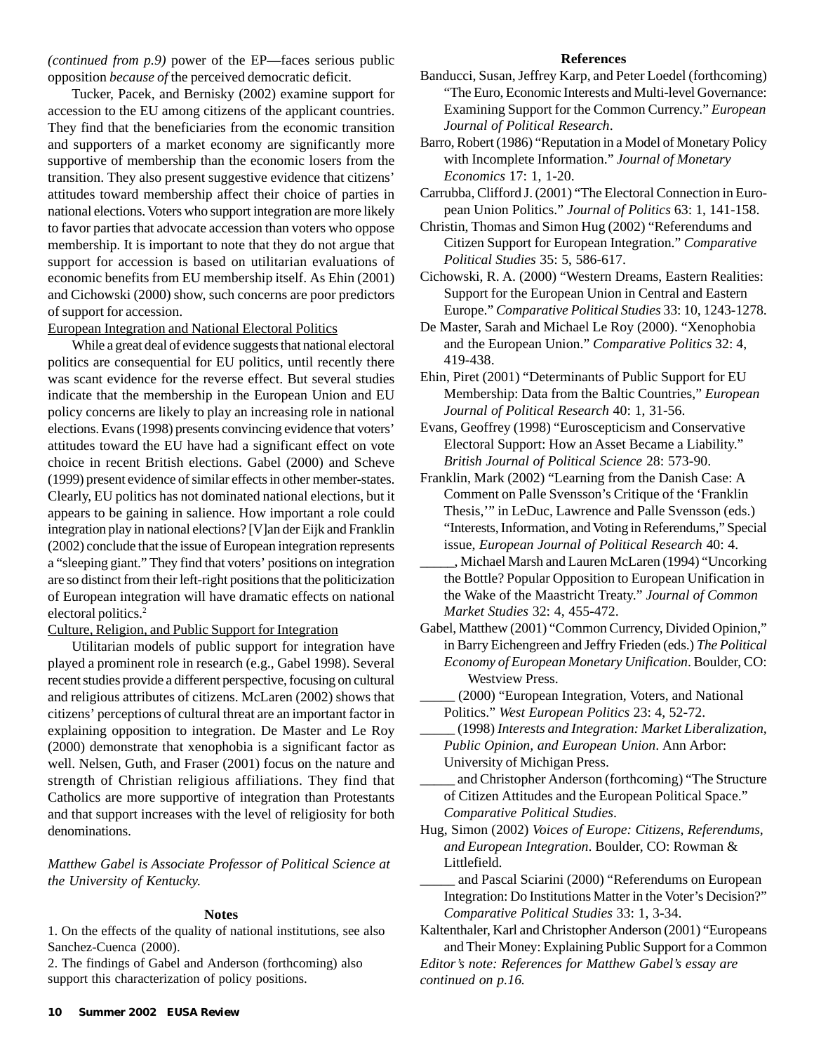*(continued from p.9)* power of the EP—faces serious public opposition *because of* the perceived democratic deficit.

Tucker, Pacek, and Bernisky (2002) examine support for accession to the EU among citizens of the applicant countries. They find that the beneficiaries from the economic transition and supporters of a market economy are significantly more supportive of membership than the economic losers from the transition. They also present suggestive evidence that citizens' attitudes toward membership affect their choice of parties in national elections. Voters who support integration are more likely to favor parties that advocate accession than voters who oppose membership. It is important to note that they do not argue that support for accession is based on utilitarian evaluations of economic benefits from EU membership itself. As Ehin (2001) and Cichowski (2000) show, such concerns are poor predictors of support for accession.

## European Integration and National Electoral Politics

While a great deal of evidence suggests that national electoral politics are consequential for EU politics, until recently there was scant evidence for the reverse effect. But several studies indicate that the membership in the European Union and EU policy concerns are likely to play an increasing role in national elections. Evans (1998) presents convincing evidence that voters' attitudes toward the EU have had a significant effect on vote choice in recent British elections. Gabel (2000) and Scheve (1999) present evidence of similar effects in other member-states. Clearly, EU politics has not dominated national elections, but it appears to be gaining in salience. How important a role could integration play in national elections? [V]an der Eijk and Franklin (2002) conclude that the issue of European integration represents a "sleeping giant." They find that voters' positions on integration are so distinct from their left-right positions that the politicization of European integration will have dramatic effects on national electoral politics.[2]

## Culture, Religion, and Public Support for Integration

Utilitarian models of public support for integration have played a prominent role in research (e.g., Gabel 1998). Several recent studies provide a different perspective, focusing on cultural and religious attributes of citizens. McLaren (2002) shows that citizens' perceptions of cultural threat are an important factor in explaining opposition to integration. De Master and Le Roy (2000) demonstrate that xenophobia is a significant factor as well. Nelsen, Guth, and Fraser (2001) focus on the nature and strength of Christian religious affiliations. They find that Catholics are more supportive of integration than Protestants and that support increases with the level of religiosity for both denominations.

*Matthew Gabel is Associate Professor of Political Science at the University of Kentucky.*

### Notes

1. On the effects of the quality of national institutions, see also Sanchez-Cuenca (2000).
2. The findings of Gabel and Anderson (forthcoming) also support this characterization of policy positions.

### References

Banducci, Susan, Jeffrey Karp, and Peter Loedel (forthcoming) "The Euro, Economic Interests and Multi-level Governance: Examining Support for the Common Currency." *European Journal of Political Research*.

Barro, Robert (1986) "Reputation in a Model of Monetary Policy with Incomplete Information." *Journal of Monetary Economics* 17: 1, 1-20.

Carrubba, Clifford J. (2001) "The Electoral Connection in European Union Politics." *Journal of Politics* 63: 1, 141-158.

Christin, Thomas and Simon Hug (2002) "Referendums and Citizen Support for European Integration." *Comparative Political Studies* 35: 5, 586-617.

Cichowski, R. A. (2000) "Western Dreams, Eastern Realities: Support for the European Union in Central and Eastern Europe." *Comparative Political Studies* 33: 10, 1243-1278.

De Master, Sarah and Michael Le Roy (2000). "Xenophobia and the European Union." *Comparative Politics* 32: 4, 419-438.

Ehin, Piret (2001) "Determinants of Public Support for EU Membership: Data from the Baltic Countries," *European Journal of Political Research* 40: 1, 31-56.

Evans, Geoffrey (1998) "Euroscepticism and Conservative Electoral Support: How an Asset Became a Liability." *British Journal of Political Science* 28: 573-90.

Franklin, Mark (2002) "Learning from the Danish Case: A Comment on Palle Svensson's Critique of the 'Franklin Thesis,'" in LeDuc, Lawrence and Palle Svensson (eds.) "Interests, Information, and Voting in Referendums," Special issue, *European Journal of Political Research* 40: 4.

_____, Michael Marsh and Lauren McLaren (1994) "Uncorking the Bottle? Popular Opposition to European Unification in the Wake of the Maastricht Treaty." *Journal of Common Market Studies* 32: 4, 455-472.

Gabel, Matthew (2001) "Common Currency, Divided Opinion," in Barry Eichengreen and Jeffry Frieden (eds.) *The Political Economy of European Monetary Unification*. Boulder, CO: Westview Press.

_____ (2000) "European Integration, Voters, and National Politics." *West European Politics* 23: 4, 52-72.

_____ (1998) *Interests and Integration: Market Liberalization, Public Opinion, and European Union*. Ann Arbor: University of Michigan Press.

_____ and Christopher Anderson (forthcoming) "The Structure of Citizen Attitudes and the European Political Space." *Comparative Political Studies*.

Hug, Simon (2002) *Voices of Europe: Citizens, Referendums, and European Integration*. Boulder, CO: Rowman & Littlefield.

_____ and Pascal Sciarini (2000) "Referendums on European Integration: Do Institutions Matter in the Voter's Decision?" *Comparative Political Studies* 33: 1, 3-34.

Kaltenthaler, Karl and Christopher Anderson (2001) "Europeans and Their Money: Explaining Public Support for a Common

*Editor's note: References for Matthew Gabel's essay are continued on p.16.*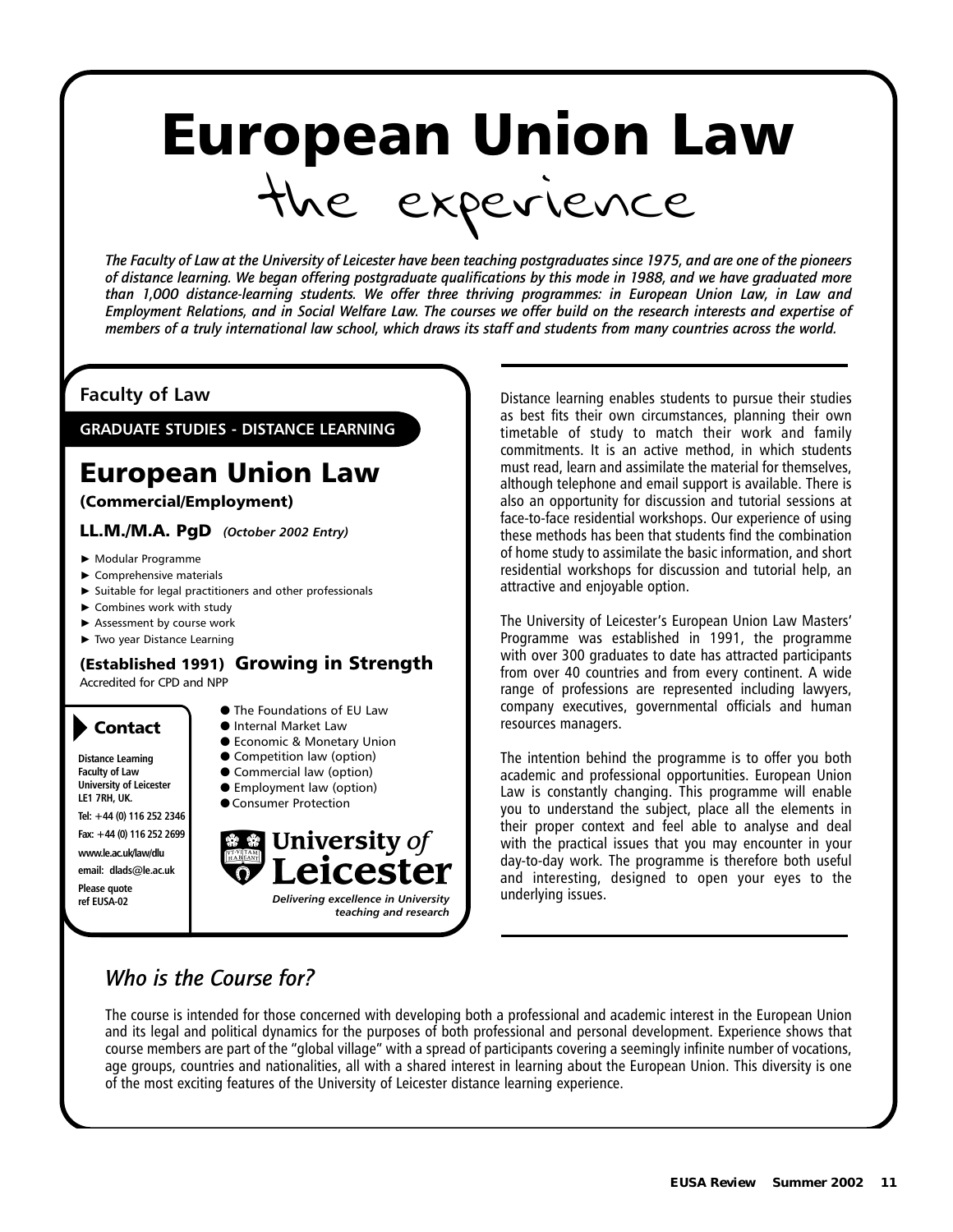# European Union Law

## the experience

*The Faculty of Law at the University of Leicester have been teaching postgraduates since 1975, and are one of the pioneers of distance learning. We began offering postgraduate qualifications by this mode in 1988, and we have graduated more than 1,000 distance-learning students. We offer three thriving programmes: in European Union Law, in Law and Employment Relations, and in Social Welfare Law. The courses we offer build on the research interests and expertise of members of a truly international law school, which draws its staff and students from many countries across the world.*

**Faculty of Law**

**GRADUATE STUDIES - DISTANCE LEARNING**

## European Union Law

**(Commercial/Employment)**

**LL.M./M.A. PgD** *(October 2002 Entry)*

- Modular Programme
- Comprehensive materials
- Suitable for legal practitioners and other professionals
- Combines work with study
- Assessment by course work
- Two year Distance Learning

**(Established 1991) Growing in Strength**

Accredited for CPD and NPP

- The Foundations of EU Law
- Internal Market Law
- Economic & Monetary Union
- Competition law (option)
- Commercial law (option)
- Employment law (option)
- Consumer Protection

**Contact**

**Distance Learning**
**Faculty of Law**
**University of Leicester**
**LE1 7RH, UK.**
**Tel: +44 (0) 116 252 2346**
**Fax: +44 (0) 116 252 2699**
**www.le.ac.uk/law/dlu**
**email: dlads@le.ac.uk**
**Please quote ref EUSA-02**

**University *of* Leicester**

*Delivering excellence in University teaching and research*

Distance learning enables students to pursue their studies as best fits their own circumstances, planning their own timetable of study to match their work and family commitments. It is an active method, in which students must read, learn and assimilate the material for themselves, although telephone and email support is available. There is also an opportunity for discussion and tutorial sessions at face-to-face residential workshops. Our experience of using these methods has been that students find the combination of home study to assimilate the basic information, and short residential workshops for discussion and tutorial help, an attractive and enjoyable option.

The University of Leicester's European Union Law Masters' Programme was established in 1991, the programme with over 300 graduates to date has attracted participants from over 40 countries and from every continent. A wide range of professions are represented including lawyers, company executives, governmental officials and human resources managers.

The intention behind the programme is to offer you both academic and professional opportunities. European Union Law is constantly changing. This programme will enable you to understand the subject, place all the elements in their proper context and feel able to analyse and deal with the practical issues that you may encounter in your day-to-day work. The programme is therefore both useful and interesting, designed to open your eyes to the underlying issues.

### *Who is the Course for?*

The course is intended for those concerned with developing both a professional and academic interest in the European Union and its legal and political dynamics for the purposes of both professional and personal development. Experience shows that course members are part of the "global village" with a spread of participants covering a seemingly infinite number of vocations, age groups, countries and nationalities, all with a shared interest in learning about the European Union. This diversity is one of the most exciting features of the University of Leicester distance learning experience.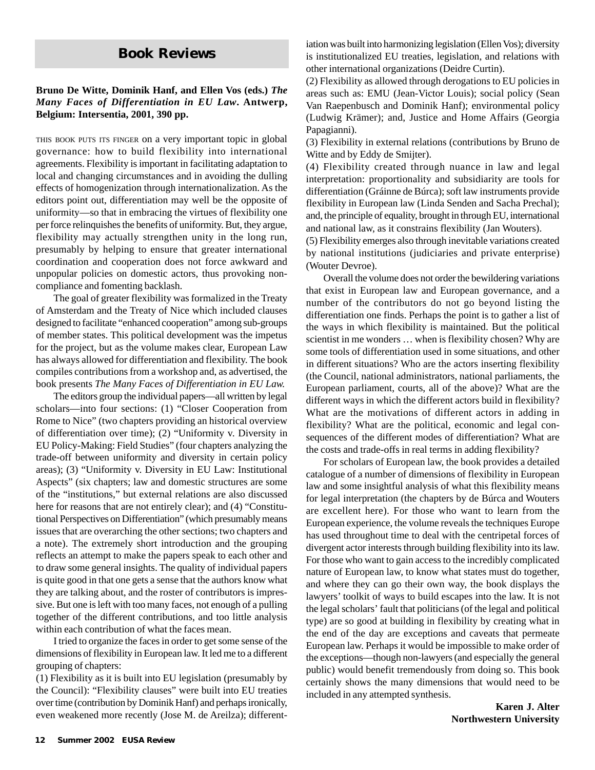## Book Reviews

**Bruno De Witte, Dominik Hanf, and Ellen Vos (eds.)** ***The Many Faces of Differentiation in EU Law*****. Antwerp, Belgium: Intersentia, 2001, 390 pp.**

THIS BOOK PUTS ITS FINGER on a very important topic in global governance: how to build flexibility into international agreements. Flexibility is important in facilitating adaptation to local and changing circumstances and in avoiding the dulling effects of homogenization through internationalization. As the editors point out, differentiation may well be the opposite of uniformity—so that in embracing the virtues of flexibility one per force relinquishes the benefits of uniformity. But, they argue, flexibility may actually strengthen unity in the long run, presumably by helping to ensure that greater international coordination and cooperation does not force awkward and unpopular policies on domestic actors, thus provoking non-compliance and fomenting backlash.

The goal of greater flexibility was formalized in the Treaty of Amsterdam and the Treaty of Nice which included clauses designed to facilitate "enhanced cooperation" among sub-groups of member states. This political development was the impetus for the project, but as the volume makes clear, European Law has always allowed for differentiation and flexibility. The book compiles contributions from a workshop and, as advertised, the book presents *The Many Faces of Differentiation in EU Law.*

The editors group the individual papers—all written by legal scholars—into four sections: (1) "Closer Cooperation from Rome to Nice" (two chapters providing an historical overview of differentiation over time); (2) "Uniformity v. Diversity in EU Policy-Making: Field Studies" (four chapters analyzing the trade-off between uniformity and diversity in certain policy areas); (3) "Uniformity v. Diversity in EU Law: Institutional Aspects" (six chapters; law and domestic structures are some of the "institutions," but external relations are also discussed here for reasons that are not entirely clear); and (4) "Constitutional Perspectives on Differentiation" (which presumably means issues that are overarching the other sections; two chapters and a note). The extremely short introduction and the grouping reflects an attempt to make the papers speak to each other and to draw some general insights. The quality of individual papers is quite good in that one gets a sense that the authors know what they are talking about, and the roster of contributors is impressive. But one is left with too many faces, not enough of a pulling together of the different contributions, and too little analysis within each contribution of what the faces mean.

I tried to organize the faces in order to get some sense of the dimensions of flexibility in European law. It led me to a different grouping of chapters:

(1) Flexibility as it is built into EU legislation (presumably by the Council): "Flexibility clauses" were built into EU treaties over time (contribution by Dominik Hanf) and perhaps ironically, even weakened more recently (Jose M. de Areilza); differentiation was built into harmonizing legislation (Ellen Vos); diversity is institutionalized EU treaties, legislation, and relations with other international organizations (Deidre Curtin).

(2) Flexibility as allowed through derogations to EU policies in areas such as: EMU (Jean-Victor Louis); social policy (Sean Van Raepenbusch and Dominik Hanf); environmental policy (Ludwig Krämer); and, Justice and Home Affairs (Georgia Papagianni).

(3) Flexibility in external relations (contributions by Bruno de Witte and by Eddy de Smijter).

(4) Flexibility created through nuance in law and legal interpretation: proportionality and subsidiarity are tools for differentiation (Gráinne de Búrca); soft law instruments provide flexibility in European law (Linda Senden and Sacha Prechal); and, the principle of equality, brought in through EU, international and national law, as it constrains flexibility (Jan Wouters).

(5) Flexibility emerges also through inevitable variations created by national institutions (judiciaries and private enterprise) (Wouter Devroe).

Overall the volume does not order the bewildering variations that exist in European law and European governance, and a number of the contributors do not go beyond listing the differentiation one finds. Perhaps the point is to gather a list of the ways in which flexibility is maintained. But the political scientist in me wonders … when is flexibility chosen? Why are some tools of differentiation used in some situations, and other in different situations? Who are the actors inserting flexibility (the Council, national administrators, national parliaments, the European parliament, courts, all of the above)? What are the different ways in which the different actors build in flexibility? What are the motivations of different actors in adding in flexibility? What are the political, economic and legal consequences of the different modes of differentiation? What are the costs and trade-offs in real terms in adding flexibility?

For scholars of European law, the book provides a detailed catalogue of a number of dimensions of flexibility in European law and some insightful analysis of what this flexibility means for legal interpretation (the chapters by de Búrca and Wouters are excellent here). For those who want to learn from the European experience, the volume reveals the techniques Europe has used throughout time to deal with the centripetal forces of divergent actor interests through building flexibility into its law. For those who want to gain access to the incredibly complicated nature of European law, to know what states must do together, and where they can go their own way, the book displays the lawyers' toolkit of ways to build escapes into the law. It is not the legal scholars' fault that politicians (of the legal and political type) are so good at building in flexibility by creating what in the end of the day are exceptions and caveats that permeate European law. Perhaps it would be impossible to make order of the exceptions—though non-lawyers (and especially the general public) would benefit tremendously from doing so. This book certainly shows the many dimensions that would need to be included in any attempted synthesis.

**Karen J. Alter**
**Northwestern University**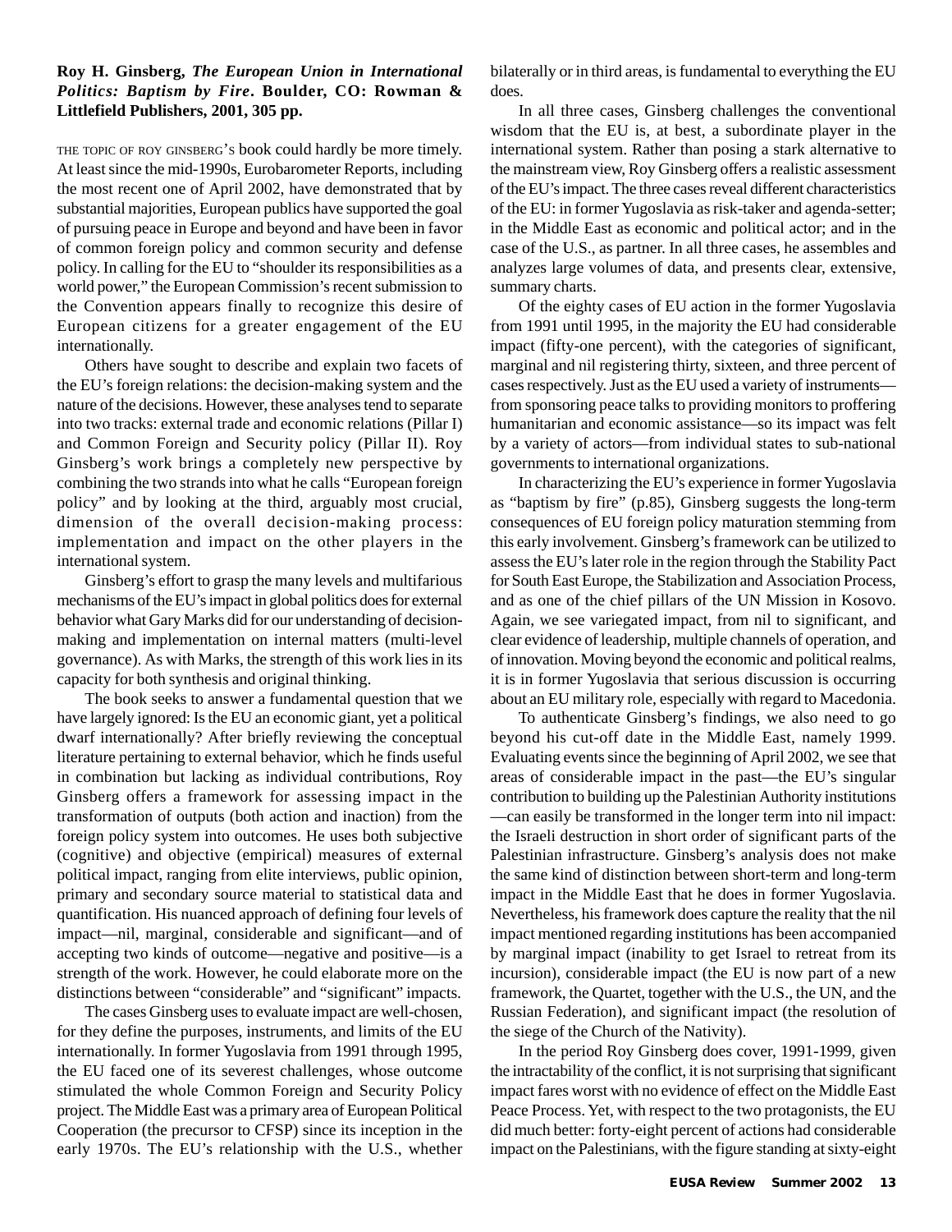**Roy H. Ginsberg, *The European Union in International Politics: Baptism by Fire*. Boulder, CO: Rowman & Littlefield Publishers, 2001, 305 pp.**

THE TOPIC OF ROY GINSBERG'S book could hardly be more timely. At least since the mid-1990s, Eurobarometer Reports, including the most recent one of April 2002, have demonstrated that by substantial majorities, European publics have supported the goal of pursuing peace in Europe and beyond and have been in favor of common foreign policy and common security and defense policy. In calling for the EU to "shoulder its responsibilities as a world power," the European Commission's recent submission to the Convention appears finally to recognize this desire of European citizens for a greater engagement of the EU internationally.

Others have sought to describe and explain two facets of the EU's foreign relations: the decision-making system and the nature of the decisions. However, these analyses tend to separate into two tracks: external trade and economic relations (Pillar I) and Common Foreign and Security policy (Pillar II). Roy Ginsberg's work brings a completely new perspective by combining the two strands into what he calls "European foreign policy" and by looking at the third, arguably most crucial, dimension of the overall decision-making process: implementation and impact on the other players in the international system.

Ginsberg's effort to grasp the many levels and multifarious mechanisms of the EU's impact in global politics does for external behavior what Gary Marks did for our understanding of decision-making and implementation on internal matters (multi-level governance). As with Marks, the strength of this work lies in its capacity for both synthesis and original thinking.

The book seeks to answer a fundamental question that we have largely ignored: Is the EU an economic giant, yet a political dwarf internationally? After briefly reviewing the conceptual literature pertaining to external behavior, which he finds useful in combination but lacking as individual contributions, Roy Ginsberg offers a framework for assessing impact in the transformation of outputs (both action and inaction) from the foreign policy system into outcomes. He uses both subjective (cognitive) and objective (empirical) measures of external political impact, ranging from elite interviews, public opinion, primary and secondary source material to statistical data and quantification. His nuanced approach of defining four levels of impact—nil, marginal, considerable and significant—and of accepting two kinds of outcome—negative and positive—is a strength of the work. However, he could elaborate more on the distinctions between "considerable" and "significant" impacts.

The cases Ginsberg uses to evaluate impact are well-chosen, for they define the purposes, instruments, and limits of the EU internationally. In former Yugoslavia from 1991 through 1995, the EU faced one of its severest challenges, whose outcome stimulated the whole Common Foreign and Security Policy project. The Middle East was a primary area of European Political Cooperation (the precursor to CFSP) since its inception in the early 1970s. The EU's relationship with the U.S., whether bilaterally or in third areas, is fundamental to everything the EU does.

In all three cases, Ginsberg challenges the conventional wisdom that the EU is, at best, a subordinate player in the international system. Rather than posing a stark alternative to the mainstream view, Roy Ginsberg offers a realistic assessment of the EU's impact. The three cases reveal different characteristics of the EU: in former Yugoslavia as risk-taker and agenda-setter; in the Middle East as economic and political actor; and in the case of the U.S., as partner. In all three cases, he assembles and analyzes large volumes of data, and presents clear, extensive, summary charts.

Of the eighty cases of EU action in the former Yugoslavia from 1991 until 1995, in the majority the EU had considerable impact (fifty-one percent), with the categories of significant, marginal and nil registering thirty, sixteen, and three percent of cases respectively. Just as the EU used a variety of instruments—from sponsoring peace talks to providing monitors to proffering humanitarian and economic assistance—so its impact was felt by a variety of actors—from individual states to sub-national governments to international organizations.

In characterizing the EU's experience in former Yugoslavia as "baptism by fire" (p.85), Ginsberg suggests the long-term consequences of EU foreign policy maturation stemming from this early involvement. Ginsberg's framework can be utilized to assess the EU's later role in the region through the Stability Pact for South East Europe, the Stabilization and Association Process, and as one of the chief pillars of the UN Mission in Kosovo. Again, we see variegated impact, from nil to significant, and clear evidence of leadership, multiple channels of operation, and of innovation. Moving beyond the economic and political realms, it is in former Yugoslavia that serious discussion is occurring about an EU military role, especially with regard to Macedonia.

To authenticate Ginsberg's findings, we also need to go beyond his cut-off date in the Middle East, namely 1999. Evaluating events since the beginning of April 2002, we see that areas of considerable impact in the past—the EU's singular contribution to building up the Palestinian Authority institutions—can easily be transformed in the longer term into nil impact: the Israeli destruction in short order of significant parts of the Palestinian infrastructure. Ginsberg's analysis does not make the same kind of distinction between short-term and long-term impact in the Middle East that he does in former Yugoslavia. Nevertheless, his framework does capture the reality that the nil impact mentioned regarding institutions has been accompanied by marginal impact (inability to get Israel to retreat from its incursion), considerable impact (the EU is now part of a new framework, the Quartet, together with the U.S., the UN, and the Russian Federation), and significant impact (the resolution of the siege of the Church of the Nativity).

In the period Roy Ginsberg does cover, 1991-1999, given the intractability of the conflict, it is not surprising that significant impact fares worst with no evidence of effect on the Middle East Peace Process. Yet, with respect to the two protagonists, the EU did much better: forty-eight percent of actions had considerable impact on the Palestinians, with the figure standing at sixty-eight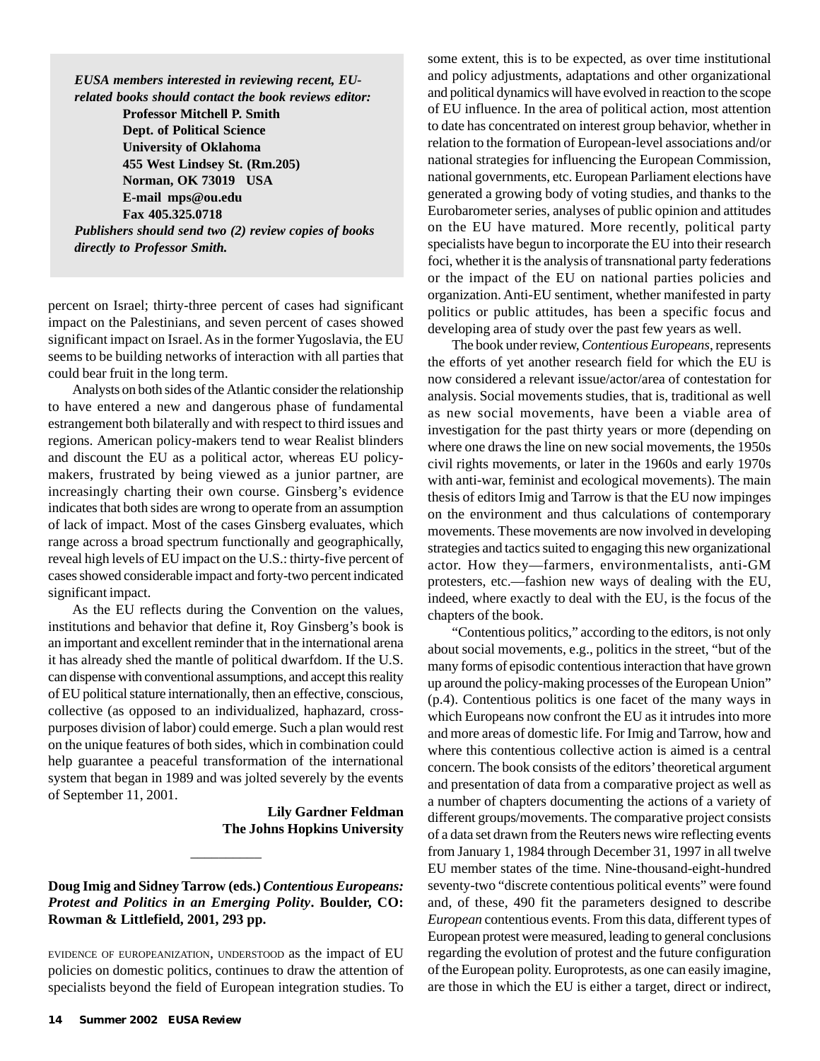***EUSA members interested in reviewing recent, EU-related books should contact the book reviews editor:***

**Professor Mitchell P. Smith**
**Dept. of Political Science**
**University of Oklahoma**
**455 West Lindsey St. (Rm.205)**
**Norman, OK 73019 USA**
**E-mail mps@ou.edu**
**Fax 405.325.0718**

***Publishers should send two (2) review copies of books directly to Professor Smith.***

percent on Israel; thirty-three percent of cases had significant impact on the Palestinians, and seven percent of cases showed significant impact on Israel. As in the former Yugoslavia, the EU seems to be building networks of interaction with all parties that could bear fruit in the long term.

Analysts on both sides of the Atlantic consider the relationship to have entered a new and dangerous phase of fundamental estrangement both bilaterally and with respect to third issues and regions. American policy-makers tend to wear Realist blinders and discount the EU as a political actor, whereas EU policy-makers, frustrated by being viewed as a junior partner, are increasingly charting their own course. Ginsberg's evidence indicates that both sides are wrong to operate from an assumption of lack of impact. Most of the cases Ginsberg evaluates, which range across a broad spectrum functionally and geographically, reveal high levels of EU impact on the U.S.: thirty-five percent of cases showed considerable impact and forty-two percent indicated significant impact.

As the EU reflects during the Convention on the values, institutions and behavior that define it, Roy Ginsberg's book is an important and excellent reminder that in the international arena it has already shed the mantle of political dwarfdom. If the U.S. can dispense with conventional assumptions, and accept this reality of EU political stature internationally, then an effective, conscious, collective (as opposed to an individualized, haphazard, cross-purposes division of labor) could emerge. Such a plan would rest on the unique features of both sides, which in combination could help guarantee a peaceful transformation of the international system that began in 1989 and was jolted severely by the events of September 11, 2001.

**Lily Gardner Feldman**
**The Johns Hopkins University**

---

**Doug Imig and Sidney Tarrow (eds.) *Contentious Europeans: Protest and Politics in an Emerging Polity*. Boulder, CO: Rowman & Littlefield, 2001, 293 pp.**

EVIDENCE OF EUROPEANIZATION, UNDERSTOOD as the impact of EU policies on domestic politics, continues to draw the attention of specialists beyond the field of European integration studies. To some extent, this is to be expected, as over time institutional and policy adjustments, adaptations and other organizational and political dynamics will have evolved in reaction to the scope of EU influence. In the area of political action, most attention to date has concentrated on interest group behavior, whether in relation to the formation of European-level associations and/or national strategies for influencing the European Commission, national governments, etc. European Parliament elections have generated a growing body of voting studies, and thanks to the Eurobarometer series, analyses of public opinion and attitudes on the EU have matured. More recently, political party specialists have begun to incorporate the EU into their research foci, whether it is the analysis of transnational party federations or the impact of the EU on national parties policies and organization. Anti-EU sentiment, whether manifested in party politics or public attitudes, has been a specific focus and developing area of study over the past few years as well.

The book under review, *Contentious Europeans*, represents the efforts of yet another research field for which the EU is now considered a relevant issue/actor/area of contestation for analysis. Social movements studies, that is, traditional as well as new social movements, have been a viable area of investigation for the past thirty years or more (depending on where one draws the line on new social movements, the 1950s civil rights movements, or later in the 1960s and early 1970s with anti-war, feminist and ecological movements). The main thesis of editors Imig and Tarrow is that the EU now impinges on the environment and thus calculations of contemporary movements. These movements are now involved in developing strategies and tactics suited to engaging this new organizational actor. How they—farmers, environmentalists, anti-GM protesters, etc.—fashion new ways of dealing with the EU, indeed, where exactly to deal with the EU, is the focus of the chapters of the book.

"Contentious politics," according to the editors, is not only about social movements, e.g., politics in the street, "but of the many forms of episodic contentious interaction that have grown up around the policy-making processes of the European Union" (p.4). Contentious politics is one facet of the many ways in which Europeans now confront the EU as it intrudes into more and more areas of domestic life. For Imig and Tarrow, how and where this contentious collective action is aimed is a central concern. The book consists of the editors' theoretical argument and presentation of data from a comparative project as well as a number of chapters documenting the actions of a variety of different groups/movements. The comparative project consists of a data set drawn from the Reuters news wire reflecting events from January 1, 1984 through December 31, 1997 in all twelve EU member states of the time. Nine-thousand-eight-hundred seventy-two "discrete contentious political events" were found and, of these, 490 fit the parameters designed to describe *European* contentious events. From this data, different types of European protest were measured, leading to general conclusions regarding the evolution of protest and the future configuration of the European polity. Europrotests, as one can easily imagine, are those in which the EU is either a target, direct or indirect,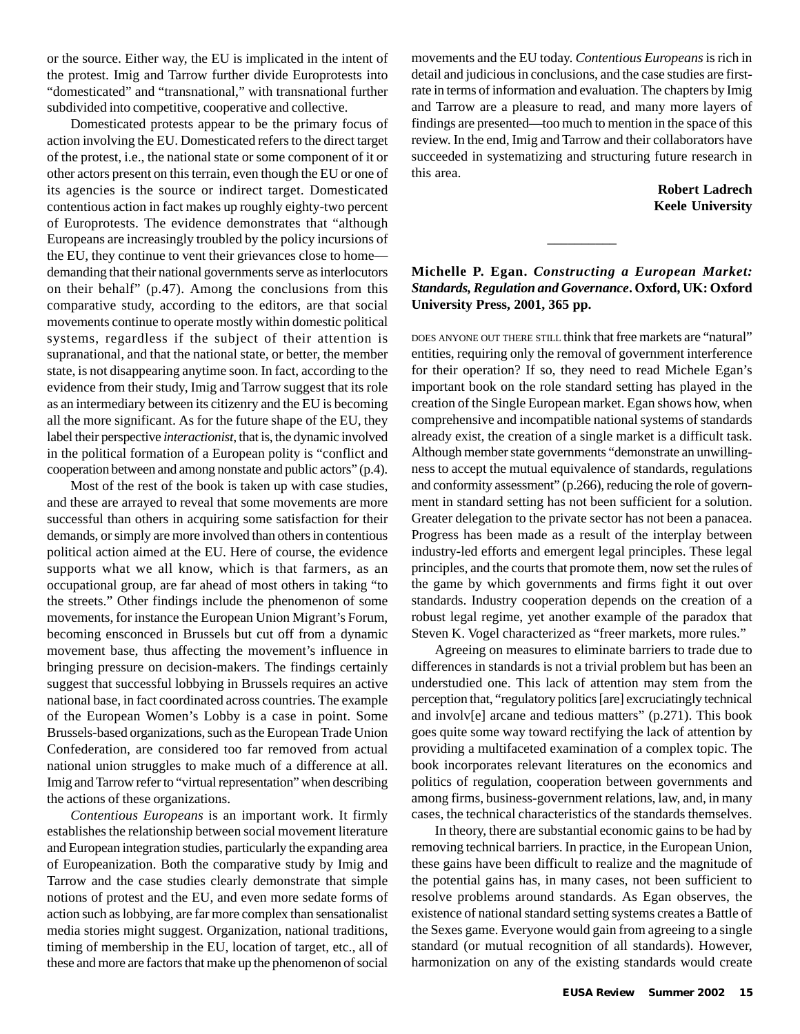or the source. Either way, the EU is implicated in the intent of the protest. Imig and Tarrow further divide Europrotests into "domesticated" and "transnational," with transnational further subdivided into competitive, cooperative and collective.

Domesticated protests appear to be the primary focus of action involving the EU. Domesticated refers to the direct target of the protest, i.e., the national state or some component of it or other actors present on this terrain, even though the EU or one of its agencies is the source or indirect target. Domesticated contentious action in fact makes up roughly eighty-two percent of Europrotests. The evidence demonstrates that "although Europeans are increasingly troubled by the policy incursions of the EU, they continue to vent their grievances close to home—demanding that their national governments serve as interlocutors on their behalf" (p.47). Among the conclusions from this comparative study, according to the editors, are that social movements continue to operate mostly within domestic political systems, regardless if the subject of their attention is supranational, and that the national state, or better, the member state, is not disappearing anytime soon. In fact, according to the evidence from their study, Imig and Tarrow suggest that its role as an intermediary between its citizenry and the EU is becoming all the more significant. As for the future shape of the EU, they label their perspective *interactionist*, that is, the dynamic involved in the political formation of a European polity is "conflict and cooperation between and among nonstate and public actors" (p.4).

Most of the rest of the book is taken up with case studies, and these are arrayed to reveal that some movements are more successful than others in acquiring some satisfaction for their demands, or simply are more involved than others in contentious political action aimed at the EU. Here of course, the evidence supports what we all know, which is that farmers, as an occupational group, are far ahead of most others in taking "to the streets." Other findings include the phenomenon of some movements, for instance the European Union Migrant's Forum, becoming ensconced in Brussels but cut off from a dynamic movement base, thus affecting the movement's influence in bringing pressure on decision-makers. The findings certainly suggest that successful lobbying in Brussels requires an active national base, in fact coordinated across countries. The example of the European Women's Lobby is a case in point. Some Brussels-based organizations, such as the European Trade Union Confederation, are considered too far removed from actual national union struggles to make much of a difference at all. Imig and Tarrow refer to "virtual representation" when describing the actions of these organizations.

*Contentious Europeans* is an important work. It firmly establishes the relationship between social movement literature and European integration studies, particularly the expanding area of Europeanization. Both the comparative study by Imig and Tarrow and the case studies clearly demonstrate that simple notions of protest and the EU, and even more sedate forms of action such as lobbying, are far more complex than sensationalist media stories might suggest. Organization, national traditions, timing of membership in the EU, location of target, etc., all of these and more are factors that make up the phenomenon of social movements and the EU today. *Contentious Europeans* is rich in detail and judicious in conclusions, and the case studies are first-rate in terms of information and evaluation. The chapters by Imig and Tarrow are a pleasure to read, and many more layers of findings are presented—too much to mention in the space of this review. In the end, Imig and Tarrow and their collaborators have succeeded in systematizing and structuring future research in this area.

**Robert Ladrech**
**Keele University**

---

**Michelle P. Egan. *Constructing a European Market: Standards, Regulation and Governance*. Oxford, UK: Oxford University Press, 2001, 365 pp.**

DOES ANYONE OUT THERE STILL think that free markets are "natural" entities, requiring only the removal of government interference for their operation? If so, they need to read Michele Egan's important book on the role standard setting has played in the creation of the Single European market. Egan shows how, when comprehensive and incompatible national systems of standards already exist, the creation of a single market is a difficult task. Although member state governments "demonstrate an unwillingness to accept the mutual equivalence of standards, regulations and conformity assessment" (p.266), reducing the role of government in standard setting has not been sufficient for a solution. Greater delegation to the private sector has not been a panacea. Progress has been made as a result of the interplay between industry-led efforts and emergent legal principles. These legal principles, and the courts that promote them, now set the rules of the game by which governments and firms fight it out over standards. Industry cooperation depends on the creation of a robust legal regime, yet another example of the paradox that Steven K. Vogel characterized as "freer markets, more rules."

Agreeing on measures to eliminate barriers to trade due to differences in standards is not a trivial problem but has been an understudied one. This lack of attention may stem from the perception that, "regulatory politics [are] excruciatingly technical and involv[e] arcane and tedious matters" (p.271). This book goes quite some way toward rectifying the lack of attention by providing a multifaceted examination of a complex topic. The book incorporates relevant literatures on the economics and politics of regulation, cooperation between governments and among firms, business-government relations, law, and, in many cases, the technical characteristics of the standards themselves.

In theory, there are substantial economic gains to be had by removing technical barriers. In practice, in the European Union, these gains have been difficult to realize and the magnitude of the potential gains has, in many cases, not been sufficient to resolve problems around standards. As Egan observes, the existence of national standard setting systems creates a Battle of the Sexes game. Everyone would gain from agreeing to a single standard (or mutual recognition of all standards). However, harmonization on any of the existing standards would create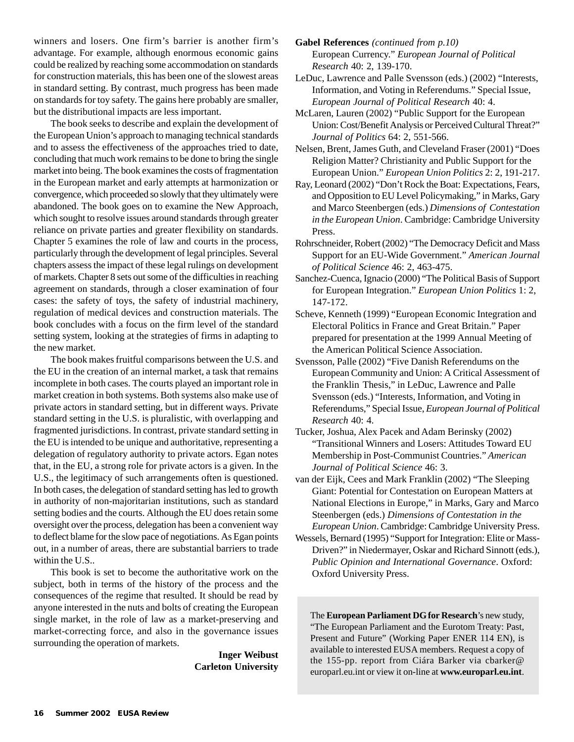winners and losers. One firm's barrier is another firm's advantage. For example, although enormous economic gains could be realized by reaching some accommodation on standards for construction materials, this has been one of the slowest areas in standard setting. By contrast, much progress has been made on standards for toy safety. The gains here probably are smaller, but the distributional impacts are less important.

The book seeks to describe and explain the development of the European Union's approach to managing technical standards and to assess the effectiveness of the approaches tried to date, concluding that much work remains to be done to bring the single market into being. The book examines the costs of fragmentation in the European market and early attempts at harmonization or convergence, which proceeded so slowly that they ultimately were abandoned. The book goes on to examine the New Approach, which sought to resolve issues around standards through greater reliance on private parties and greater flexibility on standards. Chapter 5 examines the role of law and courts in the process, particularly through the development of legal principles. Several chapters assess the impact of these legal rulings on development of markets. Chapter 8 sets out some of the difficulties in reaching agreement on standards, through a closer examination of four cases: the safety of toys, the safety of industrial machinery, regulation of medical devices and construction materials. The book concludes with a focus on the firm level of the standard setting system, looking at the strategies of firms in adapting to the new market.

The book makes fruitful comparisons between the U.S. and the EU in the creation of an internal market, a task that remains incomplete in both cases. The courts played an important role in market creation in both systems. Both systems also make use of private actors in standard setting, but in different ways. Private standard setting in the U.S. is pluralistic, with overlapping and fragmented jurisdictions. In contrast, private standard setting in the EU is intended to be unique and authoritative, representing a delegation of regulatory authority to private actors. Egan notes that, in the EU, a strong role for private actors is a given. In the U.S., the legitimacy of such arrangements often is questioned. In both cases, the delegation of standard setting has led to growth in authority of non-majoritarian institutions, such as standard setting bodies and the courts. Although the EU does retain some oversight over the process, delegation has been a convenient way to deflect blame for the slow pace of negotiations. As Egan points out, in a number of areas, there are substantial barriers to trade within the U.S..

This book is set to become the authoritative work on the subject, both in terms of the history of the process and the consequences of the regime that resulted. It should be read by anyone interested in the nuts and bolts of creating the European single market, in the role of law as a market-preserving and market-correcting force, and also in the governance issues surrounding the operation of markets.

**Inger Weibust**
**Carleton University**

**Gabel References** *(continued from p.10)*

European Currency." *European Journal of Political Research* 40: 2, 139-170.

LeDuc, Lawrence and Palle Svensson (eds.) (2002) "Interests, Information, and Voting in Referendums." Special Issue, *European Journal of Political Research* 40: 4.

McLaren, Lauren (2002) "Public Support for the European Union: Cost/Benefit Analysis or Perceived Cultural Threat?" *Journal of Politics* 64: 2, 551-566.

Nelsen, Brent, James Guth, and Cleveland Fraser (2001) "Does Religion Matter? Christianity and Public Support for the European Union." *European Union Politics* 2: 2, 191-217.

Ray, Leonard (2002) "Don't Rock the Boat: Expectations, Fears, and Opposition to EU Level Policymaking," in Marks, Gary and Marco Steenbergen (eds.) *Dimensions of Contestation in the European Union*. Cambridge: Cambridge University Press.

Rohrschneider, Robert (2002) "The Democracy Deficit and Mass Support for an EU-Wide Government." *American Journal of Political Science* 46: 2, 463-475.

Sanchez-Cuenca, Ignacio (2000) "The Political Basis of Support for European Integration." *European Union Politics* 1: 2, 147-172.

Scheve, Kenneth (1999) "European Economic Integration and Electoral Politics in France and Great Britain." Paper prepared for presentation at the 1999 Annual Meeting of the American Political Science Association.

Svensson, Palle (2002) "Five Danish Referendums on the European Community and Union: A Critical Assessment of the Franklin Thesis," in LeDuc, Lawrence and Palle Svensson (eds.) "Interests, Information, and Voting in Referendums," Special Issue, *European Journal of Political Research* 40: 4.

Tucker, Joshua, Alex Pacek and Adam Berinsky (2002) "Transitional Winners and Losers: Attitudes Toward EU Membership in Post-Communist Countries." *American Journal of Political Science* 46: 3.

van der Eijk, Cees and Mark Franklin (2002) "The Sleeping Giant: Potential for Contestation on European Matters at National Elections in Europe," in Marks, Gary and Marco Steenbergen (eds.) *Dimensions of Contestation in the European Union*. Cambridge: Cambridge University Press.

Wessels, Bernard (1995) "Support for Integration: Elite or Mass-Driven?" in Niedermayer, Oskar and Richard Sinnott (eds.), *Public Opinion and International Governance*. Oxford: Oxford University Press.

The **European Parliament DG for Research**'s new study, "The European Parliament and the Eurotom Treaty: Past, Present and Future" (Working Paper ENER 114 EN), is available to interested EUSA members. Request a copy of the 155-pp. report from Ciára Barker via cbarker@europarl.eu.int or view it on-line at **www.europarl.eu.int**.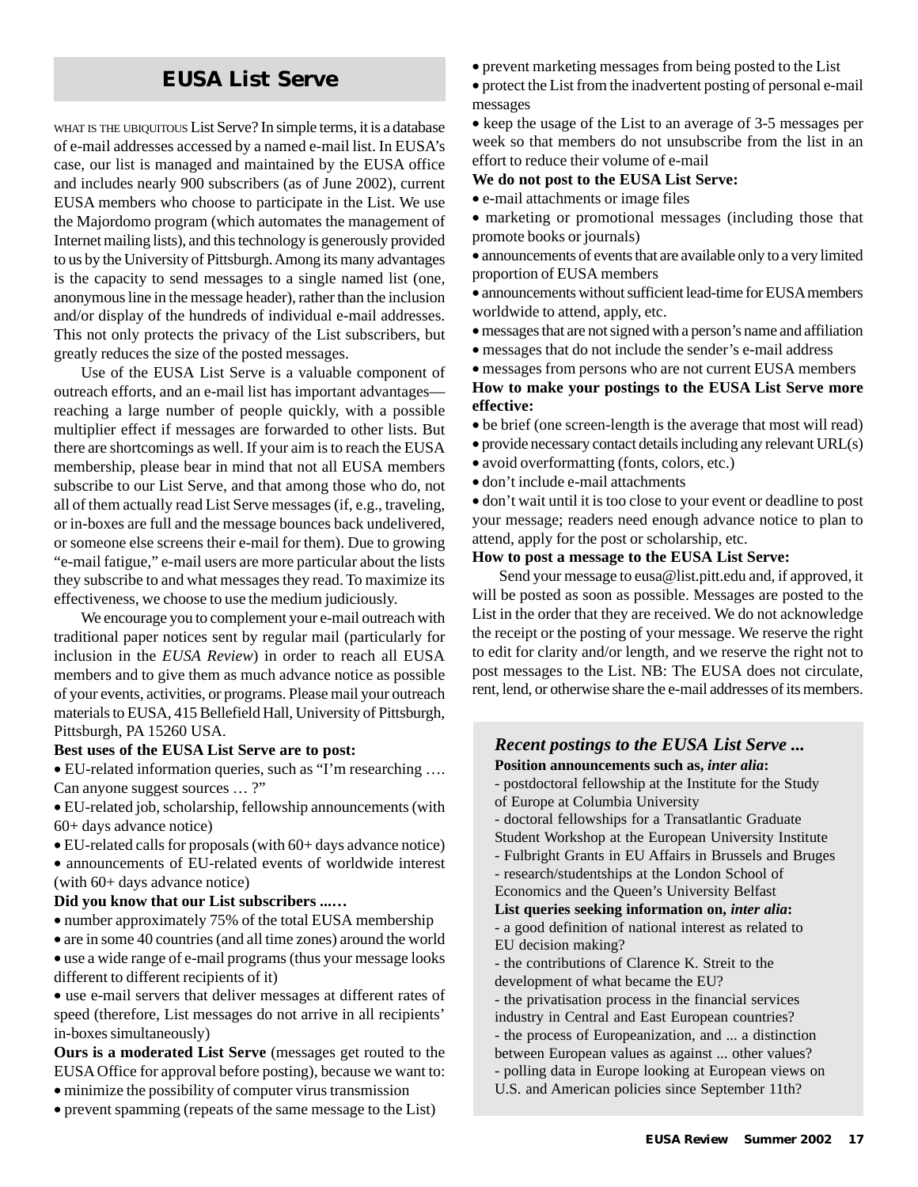## EUSA List Serve

WHAT IS THE UBIQUITOUS List Serve? In simple terms, it is a database of e-mail addresses accessed by a named e-mail list. In EUSA's case, our list is managed and maintained by the EUSA office and includes nearly 900 subscribers (as of June 2002), current EUSA members who choose to participate in the List. We use the Majordomo program (which automates the management of Internet mailing lists), and this technology is generously provided to us by the University of Pittsburgh. Among its many advantages is the capacity to send messages to a single named list (one, anonymous line in the message header), rather than the inclusion and/or display of the hundreds of individual e-mail addresses. This not only protects the privacy of the List subscribers, but greatly reduces the size of the posted messages.

Use of the EUSA List Serve is a valuable component of outreach efforts, and an e-mail list has important advantages—reaching a large number of people quickly, with a possible multiplier effect if messages are forwarded to other lists. But there are shortcomings as well. If your aim is to reach the EUSA membership, please bear in mind that not all EUSA members subscribe to our List Serve, and that among those who do, not all of them actually read List Serve messages (if, e.g., traveling, or in-boxes are full and the message bounces back undelivered, or someone else screens their e-mail for them). Due to growing "e-mail fatigue," e-mail users are more particular about the lists they subscribe to and what messages they read. To maximize its effectiveness, we choose to use the medium judiciously.

We encourage you to complement your e-mail outreach with traditional paper notices sent by regular mail (particularly for inclusion in the *EUSA Review*) in order to reach all EUSA members and to give them as much advance notice as possible of your events, activities, or programs. Please mail your outreach materials to EUSA, 415 Bellefield Hall, University of Pittsburgh, Pittsburgh, PA 15260 USA.

**Best uses of the EUSA List Serve are to post:**

- EU-related information queries, such as "I'm researching …. Can anyone suggest sources … ?"
- EU-related job, scholarship, fellowship announcements (with 60+ days advance notice)
- EU-related calls for proposals (with 60+ days advance notice)
- announcements of EU-related events of worldwide interest (with 60+ days advance notice)

**Did you know that our List subscribers ...…**

- number approximately 75% of the total EUSA membership
- are in some 40 countries (and all time zones) around the world
- use a wide range of e-mail programs (thus your message looks different to different recipients of it)
- use e-mail servers that deliver messages at different rates of speed (therefore, List messages do not arrive in all recipients' in-boxes simultaneously)

**Ours is a moderated List Serve** (messages get routed to the EUSA Office for approval before posting), because we want to:

- minimize the possibility of computer virus transmission
- prevent spamming (repeats of the same message to the List)
- prevent marketing messages from being posted to the List
- protect the List from the inadvertent posting of personal e-mail messages
- keep the usage of the List to an average of 3-5 messages per week so that members do not unsubscribe from the list in an effort to reduce their volume of e-mail

**We do not post to the EUSA List Serve:**

- e-mail attachments or image files
- marketing or promotional messages (including those that promote books or journals)
- announcements of events that are available only to a very limited proportion of EUSA members
- announcements without sufficient lead-time for EUSA members worldwide to attend, apply, etc.
- messages that are not signed with a person's name and affiliation
- messages that do not include the sender's e-mail address
- messages from persons who are not current EUSA members

**How to make your postings to the EUSA List Serve more effective:**

- be brief (one screen-length is the average that most will read)
- provide necessary contact details including any relevant URL(s)
- avoid overformatting (fonts, colors, etc.)
- don't include e-mail attachments
- don't wait until it is too close to your event or deadline to post your message; readers need enough advance notice to plan to attend, apply for the post or scholarship, etc.

**How to post a message to the EUSA List Serve:**

Send your message to eusa@list.pitt.edu and, if approved, it will be posted as soon as possible. Messages are posted to the List in the order that they are received. We do not acknowledge the receipt or the posting of your message. We reserve the right to edit for clarity and/or length, and we reserve the right not to post messages to the List. NB: The EUSA does not circulate, rent, lend, or otherwise share the e-mail addresses of its members.

### *Recent postings to the EUSA List Serve ...*

**Position announcements such as, *inter alia*:**

- postdoctoral fellowship at the Institute for the Study of Europe at Columbia University
- doctoral fellowships for a Transatlantic Graduate Student Workshop at the European University Institute
- Fulbright Grants in EU Affairs in Brussels and Bruges
- research/studentships at the London School of Economics and the Queen's University Belfast

**List queries seeking information on, *inter alia*:**

- a good definition of national interest as related to EU decision making?
- the contributions of Clarence K. Streit to the development of what became the EU?
- the privatisation process in the financial services industry in Central and East European countries?
- the process of Europeanization, and ... a distinction between European values as against ... other values?
- polling data in Europe looking at European views on U.S. and American policies since September 11th?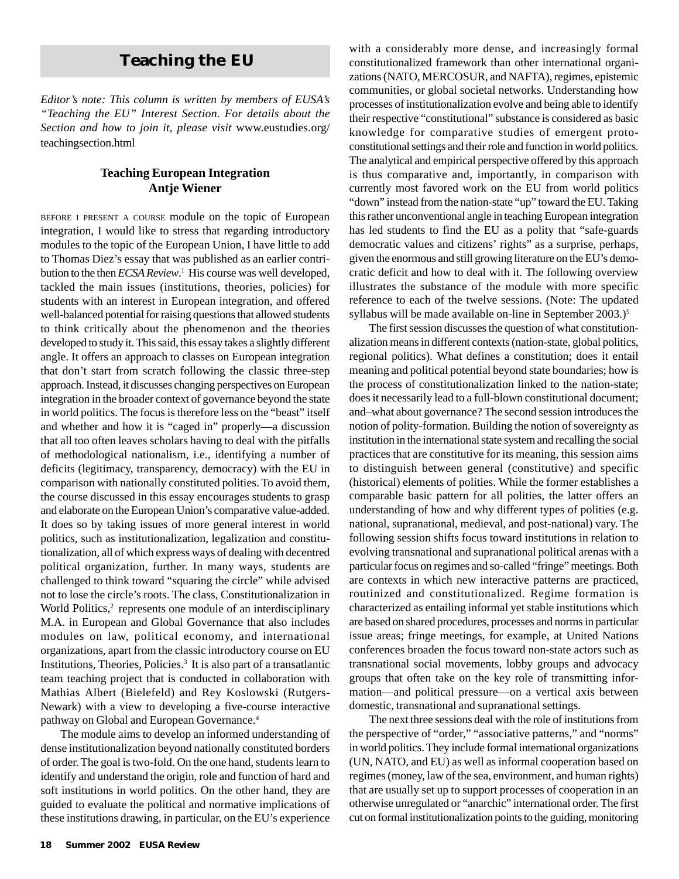# Teaching the EU

*Editor's note: This column is written by members of EUSA's "Teaching the EU" Interest Section. For details about the Section and how to join it, please visit* www.eustudies.org/teachingsection.html

### Teaching European Integration
### Antje Wiener

BEFORE I PRESENT A COURSE module on the topic of European integration, I would like to stress that regarding introductory modules to the topic of the European Union, I have little to add to Thomas Diez's essay that was published as an earlier contribution to the then *ECSA Review*.[1] His course was well developed, tackled the main issues (institutions, theories, policies) for students with an interest in European integration, and offered well-balanced potential for raising questions that allowed students to think critically about the phenomenon and the theories developed to study it. This said, this essay takes a slightly different angle. It offers an approach to classes on European integration that don't start from scratch following the classic three-step approach. Instead, it discusses changing perspectives on European integration in the broader context of governance beyond the state in world politics. The focus is therefore less on the "beast" itself and whether and how it is "caged in" properly—a discussion that all too often leaves scholars having to deal with the pitfalls of methodological nationalism, i.e., identifying a number of deficits (legitimacy, transparency, democracy) with the EU in comparison with nationally constituted polities. To avoid them, the course discussed in this essay encourages students to grasp and elaborate on the European Union's comparative value-added. It does so by taking issues of more general interest in world politics, such as institutionalization, legalization and constitutionalization, all of which express ways of dealing with decentred political organization, further. In many ways, students are challenged to think toward "squaring the circle" while advised not to lose the circle's roots. The class, Constitutionalization in World Politics,[2] represents one module of an interdisciplinary M.A. in European and Global Governance that also includes modules on law, political economy, and international organizations, apart from the classic introductory course on EU Institutions, Theories, Policies.[3] It is also part of a transatlantic team teaching project that is conducted in collaboration with Mathias Albert (Bielefeld) and Rey Koslowski (Rutgers-Newark) with a view to developing a five-course interactive pathway on Global and European Governance.[4]

The module aims to develop an informed understanding of dense institutionalization beyond nationally constituted borders of order. The goal is two-fold. On the one hand, students learn to identify and understand the origin, role and function of hard and soft institutions in world politics. On the other hand, they are guided to evaluate the political and normative implications of these institutions drawing, in particular, on the EU's experience with a considerably more dense, and increasingly formal constitutionalized framework than other international organizations (NATO, MERCOSUR, and NAFTA), regimes, epistemic communities, or global societal networks. Understanding how processes of institutionalization evolve and being able to identify their respective "constitutional" substance is considered as basic knowledge for comparative studies of emergent proto-constitutional settings and their role and function in world politics. The analytical and empirical perspective offered by this approach is thus comparative and, importantly, in comparison with currently most favored work on the EU from world politics "down" instead from the nation-state "up" toward the EU. Taking this rather unconventional angle in teaching European integration has led students to find the EU as a polity that "safe-guards democratic values and citizens' rights" as a surprise, perhaps, given the enormous and still growing literature on the EU's democratic deficit and how to deal with it. The following overview illustrates the substance of the module with more specific reference to each of the twelve sessions. (Note: The updated syllabus will be made available on-line in September 2003.)[5]

The first session discusses the question of what constitutionalization means in different contexts (nation-state, global politics, regional politics). What defines a constitution; does it entail meaning and political potential beyond state boundaries; how is the process of constitutionalization linked to the nation-state; does it necessarily lead to a full-blown constitutional document; and–what about governance? The second session introduces the notion of polity-formation. Building the notion of sovereignty as institution in the international state system and recalling the social practices that are constitutive for its meaning, this session aims to distinguish between general (constitutive) and specific (historical) elements of polities. While the former establishes a comparable basic pattern for all polities, the latter offers an understanding of how and why different types of polities (e.g. national, supranational, medieval, and post-national) vary. The following session shifts focus toward institutions in relation to evolving transnational and supranational political arenas with a particular focus on regimes and so-called "fringe" meetings. Both are contexts in which new interactive patterns are practiced, routinized and constitutionalized. Regime formation is characterized as entailing informal yet stable institutions which are based on shared procedures, processes and norms in particular issue areas; fringe meetings, for example, at United Nations conferences broaden the focus toward non-state actors such as transnational social movements, lobby groups and advocacy groups that often take on the key role of transmitting information—and political pressure—on a vertical axis between domestic, transnational and supranational settings.

The next three sessions deal with the role of institutions from the perspective of "order," "associative patterns," and "norms" in world politics. They include formal international organizations (UN, NATO, and EU) as well as informal cooperation based on regimes (money, law of the sea, environment, and human rights) that are usually set up to support processes of cooperation in an otherwise unregulated or "anarchic" international order. The first cut on formal institutionalization points to the guiding, monitoring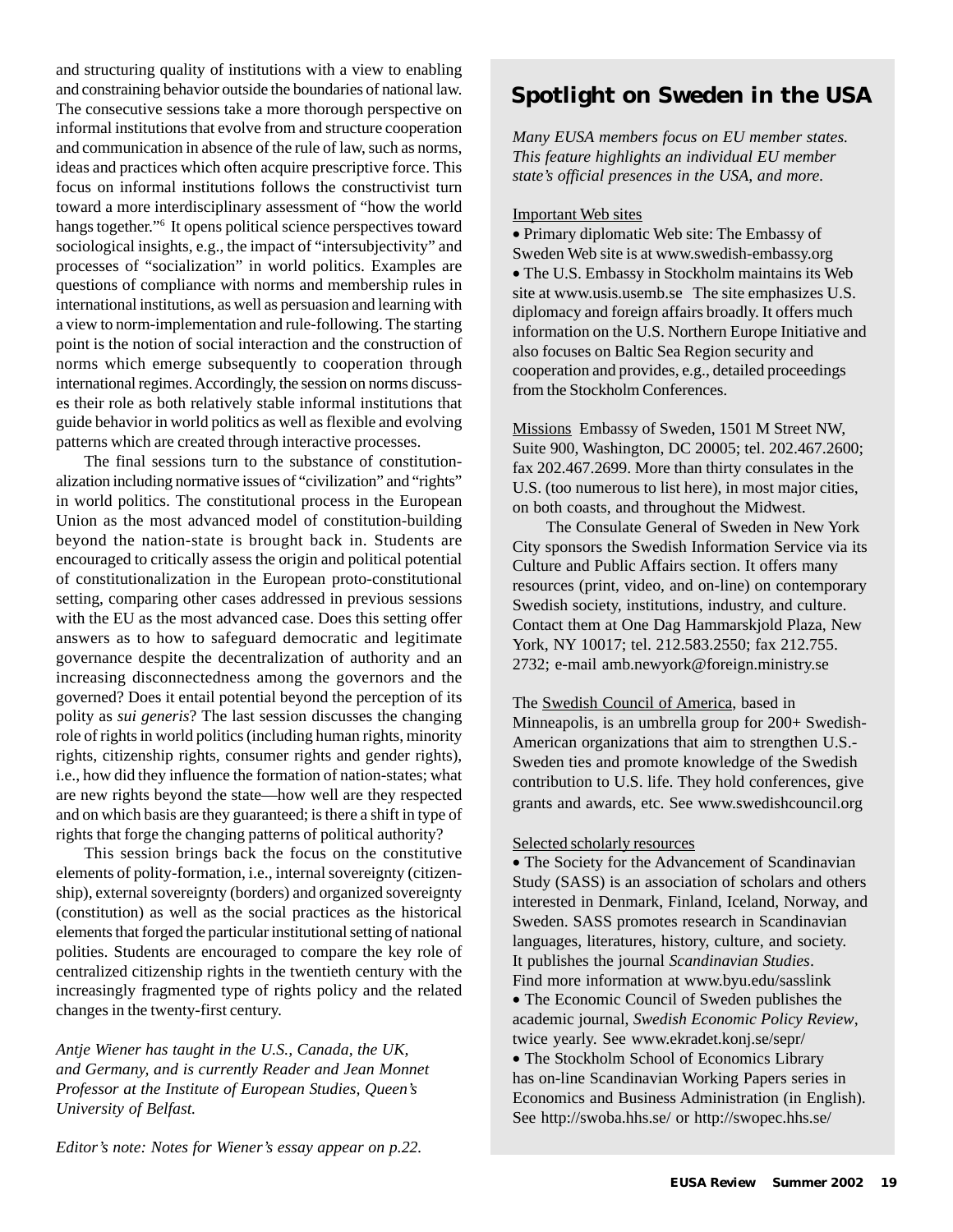and structuring quality of institutions with a view to enabling and constraining behavior outside the boundaries of national law. The consecutive sessions take a more thorough perspective on informal institutions that evolve from and structure cooperation and communication in absence of the rule of law, such as norms, ideas and practices which often acquire prescriptive force. This focus on informal institutions follows the constructivist turn toward a more interdisciplinary assessment of "how the world hangs together."[6] It opens political science perspectives toward sociological insights, e.g., the impact of "intersubjectivity" and processes of "socialization" in world politics. Examples are questions of compliance with norms and membership rules in international institutions, as well as persuasion and learning with a view to norm-implementation and rule-following. The starting point is the notion of social interaction and the construction of norms which emerge subsequently to cooperation through international regimes. Accordingly, the session on norms discusses their role as both relatively stable informal institutions that guide behavior in world politics as well as flexible and evolving patterns which are created through interactive processes.

The final sessions turn to the substance of constitutionalization including normative issues of "civilization" and "rights" in world politics. The constitutional process in the European Union as the most advanced model of constitution-building beyond the nation-state is brought back in. Students are encouraged to critically assess the origin and political potential of constitutionalization in the European proto-constitutional setting, comparing other cases addressed in previous sessions with the EU as the most advanced case. Does this setting offer answers as to how to safeguard democratic and legitimate governance despite the decentralization of authority and an increasing disconnectedness among the governors and the governed? Does it entail potential beyond the perception of its polity as *sui generis*? The last session discusses the changing role of rights in world politics (including human rights, minority rights, citizenship rights, consumer rights and gender rights), i.e., how did they influence the formation of nation-states; what are new rights beyond the state—how well are they respected and on which basis are they guaranteed; is there a shift in type of rights that forge the changing patterns of political authority?

This session brings back the focus on the constitutive elements of polity-formation, i.e., internal sovereignty (citizenship), external sovereignty (borders) and organized sovereignty (constitution) as well as the social practices as the historical elements that forged the particular institutional setting of national polities. Students are encouraged to compare the key role of centralized citizenship rights in the twentieth century with the increasingly fragmented type of rights policy and the related changes in the twenty-first century.

*Antje Wiener has taught in the U.S., Canada, the UK, and Germany, and is currently Reader and Jean Monnet Professor at the Institute of European Studies, Queen's University of Belfast.*

*Editor's note: Notes for Wiener's essay appear on p.22.*

## Spotlight on Sweden in the USA

*Many EUSA members focus on EU member states. This feature highlights an individual EU member state's official presences in the USA, and more.*

Important Web sites

- Primary diplomatic Web site: The Embassy of Sweden Web site is at www.swedish-embassy.org
- The U.S. Embassy in Stockholm maintains its Web site at www.usis.usemb.se The site emphasizes U.S. diplomacy and foreign affairs broadly. It offers much information on the U.S. Northern Europe Initiative and also focuses on Baltic Sea Region security and cooperation and provides, e.g., detailed proceedings from the Stockholm Conferences.

Missions Embassy of Sweden, 1501 M Street NW, Suite 900, Washington, DC 20005; tel. 202.467.2600; fax 202.467.2699. More than thirty consulates in the U.S. (too numerous to list here), in most major cities, on both coasts, and throughout the Midwest.

The Consulate General of Sweden in New York City sponsors the Swedish Information Service via its Culture and Public Affairs section. It offers many resources (print, video, and on-line) on contemporary Swedish society, institutions, industry, and culture. Contact them at One Dag Hammarskjold Plaza, New York, NY 10017; tel. 212.583.2550; fax 212.755.2732; e-mail amb.newyork@foreign.ministry.se

The Swedish Council of America, based in Minneapolis, is an umbrella group for 200+ Swedish-American organizations that aim to strengthen U.S.-Sweden ties and promote knowledge of the Swedish contribution to U.S. life. They hold conferences, give grants and awards, etc. See www.swedishcouncil.org

Selected scholarly resources

- The Society for the Advancement of Scandinavian Study (SASS) is an association of scholars and others interested in Denmark, Finland, Iceland, Norway, and Sweden. SASS promotes research in Scandinavian languages, literatures, history, culture, and society. It publishes the journal *Scandinavian Studies*. Find more information at www.byu.edu/sasslink
- The Economic Council of Sweden publishes the academic journal, *Swedish Economic Policy Review*, twice yearly. See www.ekradet.konj.se/sepr/
- The Stockholm School of Economics Library has on-line Scandinavian Working Papers series in Economics and Business Administration (in English). See http://swoba.hhs.se/ or http://swopec.hhs.se/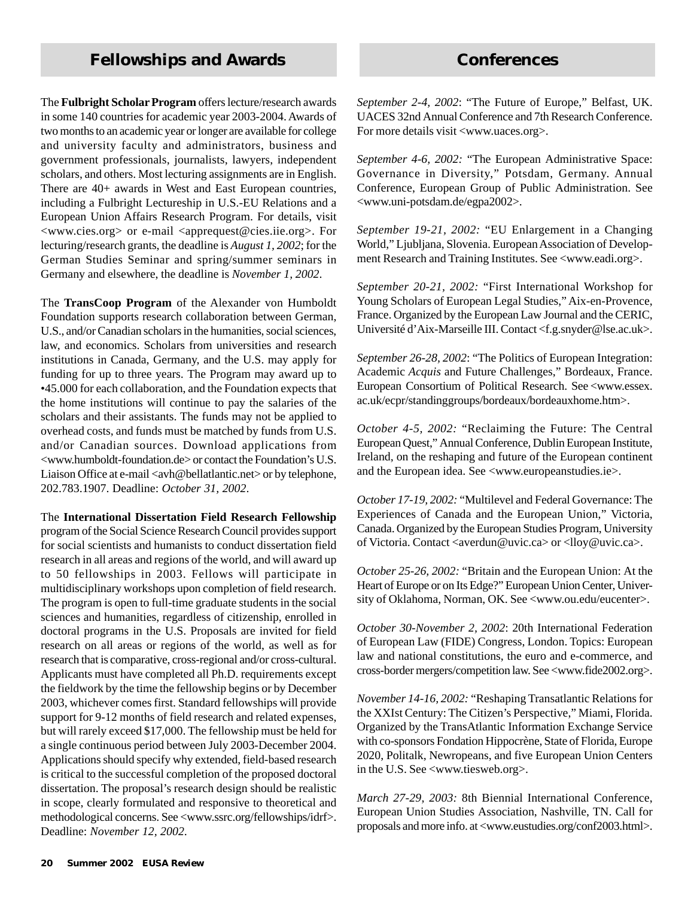## Fellowships and Awards

The **Fulbright Scholar Program** offers lecture/research awards in some 140 countries for academic year 2003-2004. Awards of two months to an academic year or longer are available for college and university faculty and administrators, business and government professionals, journalists, lawyers, independent scholars, and others. Most lecturing assignments are in English. There are 40+ awards in West and East European countries, including a Fulbright Lectureship in U.S.-EU Relations and a European Union Affairs Research Program. For details, visit <www.cies.org> or e-mail <apprequest@cies.iie.org>. For lecturing/research grants, the deadline is *August 1, 2002*; for the German Studies Seminar and spring/summer seminars in Germany and elsewhere, the deadline is *November 1, 2002*.

The **TransCoop Program** of the Alexander von Humboldt Foundation supports research collaboration between German, U.S., and/or Canadian scholars in the humanities, social sciences, law, and economics. Scholars from universities and research institutions in Canada, Germany, and the U.S. may apply for funding for up to three years. The Program may award up to •45.000 for each collaboration, and the Foundation expects that the home institutions will continue to pay the salaries of the scholars and their assistants. The funds may not be applied to overhead costs, and funds must be matched by funds from U.S. and/or Canadian sources. Download applications from <www.humboldt-foundation.de> or contact the Foundation's U.S. Liaison Office at e-mail <avh@bellatlantic.net> or by telephone, 202.783.1907. Deadline: *October 31, 2002*.

The **International Dissertation Field Research Fellowship** program of the Social Science Research Council provides support for social scientists and humanists to conduct dissertation field research in all areas and regions of the world, and will award up to 50 fellowships in 2003. Fellows will participate in multidisciplinary workshops upon completion of field research. The program is open to full-time graduate students in the social sciences and humanities, regardless of citizenship, enrolled in doctoral programs in the U.S. Proposals are invited for field research on all areas or regions of the world, as well as for research that is comparative, cross-regional and/or cross-cultural. Applicants must have completed all Ph.D. requirements except the fieldwork by the time the fellowship begins or by December 2003, whichever comes first. Standard fellowships will provide support for 9-12 months of field research and related expenses, but will rarely exceed $17,000. The fellowship must be held for a single continuous period between July 2003-December 2004. Applications should specify why extended, field-based research is critical to the successful completion of the proposed doctoral dissertation. The proposal's research design should be realistic in scope, clearly formulated and responsive to theoretical and methodological concerns. See <www.ssrc.org/fellowships/idrf>. Deadline: *November 12, 2002*.

## Conferences

*September 2-4, 2002*: "The Future of Europe," Belfast, UK. UACES 32nd Annual Conference and 7th Research Conference. For more details visit <www.uaces.org>.

*September 4-6, 2002:* "The European Administrative Space: Governance in Diversity," Potsdam, Germany. Annual Conference, European Group of Public Administration. See <www.uni-potsdam.de/egpa2002>.

*September 19-21, 2002:* "EU Enlargement in a Changing World," Ljubljana, Slovenia. European Association of Development Research and Training Institutes. See <www.eadi.org>.

*September 20-21, 2002:* "First International Workshop for Young Scholars of European Legal Studies," Aix-en-Provence, France. Organized by the European Law Journal and the CERIC, Université d'Aix-Marseille III. Contact <f.g.snyder@lse.ac.uk>.

*September 26-28, 2002*: "The Politics of European Integration: Academic *Acquis* and Future Challenges," Bordeaux, France. European Consortium of Political Research. See <www.essex.ac.uk/ecpr/standinggroups/bordeaux/bordeauxhome.htm>.

*October 4-5, 2002:* "Reclaiming the Future: The Central European Quest," Annual Conference, Dublin European Institute, Ireland, on the reshaping and future of the European continent and the European idea. See <www.europeanstudies.ie>.

*October 17-19, 2002:* "Multilevel and Federal Governance: The Experiences of Canada and the European Union," Victoria, Canada. Organized by the European Studies Program, University of Victoria. Contact <averdun@uvic.ca> or <lloy@uvic.ca>.

*October 25-26, 2002:* "Britain and the European Union: At the Heart of Europe or on Its Edge?" European Union Center, University of Oklahoma, Norman, OK. See <www.ou.edu/eucenter>.

*October 30-November 2, 2002*: 20th International Federation of European Law (FIDE) Congress, London. Topics: European law and national constitutions, the euro and e-commerce, and cross-border mergers/competition law. See <www.fide2002.org>.

*November 14-16, 2002:* "Reshaping Transatlantic Relations for the XXIst Century: The Citizen's Perspective," Miami, Florida. Organized by the TransAtlantic Information Exchange Service with co-sponsors Fondation Hippocrène, State of Florida, Europe 2020, Politalk, Newropeans, and five European Union Centers in the U.S. See <www.tiesweb.org>.

*March 27-29, 2003:* 8th Biennial International Conference, European Union Studies Association, Nashville, TN. Call for proposals and more info. at <www.eustudies.org/conf2003.html>.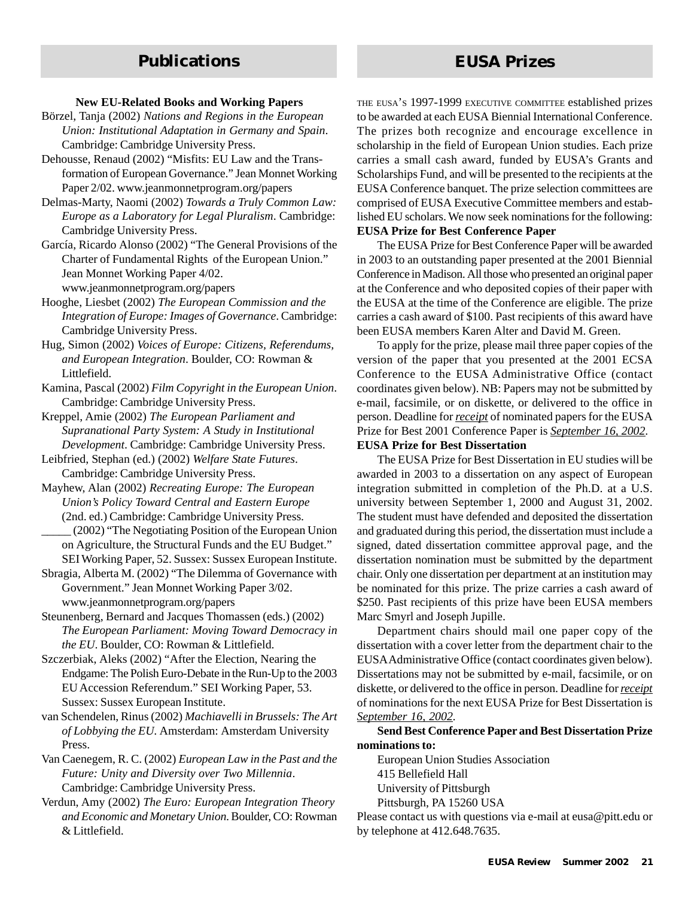## Publications

**New EU-Related Books and Working Papers**

Börzel, Tanja (2002) *Nations and Regions in the European Union: Institutional Adaptation in Germany and Spain*. Cambridge: Cambridge University Press.

Dehousse, Renaud (2002) "Misfits: EU Law and the Transformation of European Governance." Jean Monnet Working Paper 2/02. www.jeanmonnetprogram.org/papers

Delmas-Marty, Naomi (2002) *Towards a Truly Common Law: Europe as a Laboratory for Legal Pluralism*. Cambridge: Cambridge University Press.

García, Ricardo Alonso (2002) "The General Provisions of the Charter of Fundamental Rights of the European Union." Jean Monnet Working Paper 4/02. www.jeanmonnetprogram.org/papers

Hooghe, Liesbet (2002) *The European Commission and the Integration of Europe: Images of Governance*. Cambridge: Cambridge University Press.

Hug, Simon (2002) *Voices of Europe: Citizens, Referendums, and European Integration*. Boulder, CO: Rowman & Littlefield.

Kamina, Pascal (2002) *Film Copyright in the European Union*. Cambridge: Cambridge University Press.

Kreppel, Amie (2002) *The European Parliament and Supranational Party System: A Study in Institutional Development*. Cambridge: Cambridge University Press.

Leibfried, Stephan (ed.) (2002) *Welfare State Futures*. Cambridge: Cambridge University Press.

Mayhew, Alan (2002) *Recreating Europe: The European Union's Policy Toward Central and Eastern Europe* (2nd. ed.) Cambridge: Cambridge University Press.

_____ (2002) "The Negotiating Position of the European Union on Agriculture, the Structural Funds and the EU Budget." SEI Working Paper, 52. Sussex: Sussex European Institute.

Sbragia, Alberta M. (2002) "The Dilemma of Governance with Government." Jean Monnet Working Paper 3/02. www.jeanmonnetprogram.org/papers

Steunenberg, Bernard and Jacques Thomassen (eds.) (2002) *The European Parliament: Moving Toward Democracy in the EU*. Boulder, CO: Rowman & Littlefield.

Szczerbiak, Aleks (2002) "After the Election, Nearing the Endgame: The Polish Euro-Debate in the Run-Up to the 2003 EU Accession Referendum." SEI Working Paper, 53. Sussex: Sussex European Institute.

van Schendelen, Rinus (2002) *Machiavelli in Brussels: The Art of Lobbying the EU*. Amsterdam: Amsterdam University Press.

Van Caenegem, R. C. (2002) *European Law in the Past and the Future: Unity and Diversity over Two Millennia*. Cambridge: Cambridge University Press.

Verdun, Amy (2002) *The Euro: European Integration Theory and Economic and Monetary Union*. Boulder, CO: Rowman & Littlefield.

## EUSA Prizes

The EUSA's 1997-1999 Executive Committee established prizes to be awarded at each EUSA Biennial International Conference. The prizes both recognize and encourage excellence in scholarship in the field of European Union studies. Each prize carries a small cash award, funded by EUSA's Grants and Scholarships Fund, and will be presented to the recipients at the EUSA Conference banquet. The prize selection committees are comprised of EUSA Executive Committee members and established EU scholars. We now seek nominations for the following:

**EUSA Prize for Best Conference Paper**

The EUSA Prize for Best Conference Paper will be awarded in 2003 to an outstanding paper presented at the 2001 Biennial Conference in Madison. All those who presented an original paper at the Conference and who deposited copies of their paper with the EUSA at the time of the Conference are eligible. The prize carries a cash award of $100. Past recipients of this award have been EUSA members Karen Alter and David M. Green.

To apply for the prize, please mail three paper copies of the version of the paper that you presented at the 2001 ECSA Conference to the EUSA Administrative Office (contact coordinates given below). NB: Papers may not be submitted by e-mail, facsimile, or on diskette, or delivered to the office in person. Deadline for *receipt* of nominated papers for the EUSA Prize for Best 2001 Conference Paper is *September 16, 2002*.

**EUSA Prize for Best Dissertation**

The EUSA Prize for Best Dissertation in EU studies will be awarded in 2003 to a dissertation on any aspect of European integration submitted in completion of the Ph.D. at a U.S. university between September 1, 2000 and August 31, 2002. The student must have defended and deposited the dissertation and graduated during this period, the dissertation must include a signed, dated dissertation committee approval page, and the dissertation nomination must be submitted by the department chair. Only one dissertation per department at an institution may be nominated for this prize. The prize carries a cash award of $250. Past recipients of this prize have been EUSA members Marc Smyrl and Joseph Jupille.

Department chairs should mail one paper copy of the dissertation with a cover letter from the department chair to the EUSA Administrative Office (contact coordinates given below). Dissertations may not be submitted by e-mail, facsimile, or on diskette, or delivered to the office in person. Deadline for *receipt* of nominations for the next EUSA Prize for Best Dissertation is *September 16, 2002*.

**Send Best Conference Paper and Best Dissertation Prize nominations to:**

European Union Studies Association
415 Bellefield Hall
University of Pittsburgh
Pittsburgh, PA 15260 USA

Please contact us with questions via e-mail at eusa@pitt.edu or by telephone at 412.648.7635.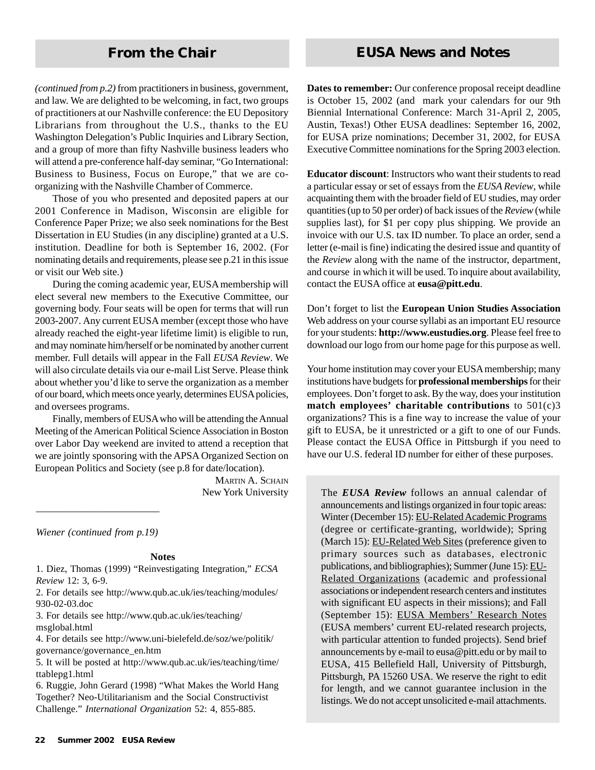## From the Chair

*(continued from p.2)* from practitioners in business, government, and law. We are delighted to be welcoming, in fact, two groups of practitioners at our Nashville conference: the EU Depository Librarians from throughout the U.S., thanks to the EU Washington Delegation's Public Inquiries and Library Section, and a group of more than fifty Nashville business leaders who will attend a pre-conference half-day seminar, "Go International: Business to Business, Focus on Europe," that we are co-organizing with the Nashville Chamber of Commerce.

Those of you who presented and deposited papers at our 2001 Conference in Madison, Wisconsin are eligible for Conference Paper Prize; we also seek nominations for the Best Dissertation in EU Studies (in any discipline) granted at a U.S. institution. Deadline for both is September 16, 2002. (For nominating details and requirements, please see p.21 in this issue or visit our Web site.)

During the coming academic year, EUSA membership will elect several new members to the Executive Committee, our governing body. Four seats will be open for terms that will run 2003-2007. Any current EUSA member (except those who have already reached the eight-year lifetime limit) is eligible to run, and may nominate him/herself or be nominated by another current member. Full details will appear in the Fall *EUSA Review*. We will also circulate details via our e-mail List Serve. Please think about whether you'd like to serve the organization as a member of our board, which meets once yearly, determines EUSA policies, and oversees programs.

Finally, members of EUSA who will be attending the Annual Meeting of the American Political Science Association in Boston over Labor Day weekend are invited to attend a reception that we are jointly sponsoring with the APSA Organized Section on European Politics and Society (see p.8 for date/location).

Martin A. Schain
New York University

---

*Wiener (continued from p.19)*

**Notes**

1. Diez, Thomas (1999) "Reinvestigating Integration," *ECSA Review* 12: 3, 6-9.
2. For details see http://www.qub.ac.uk/ies/teaching/modules/930-02-03.doc
3. For details see http://www.qub.ac.uk/ies/teaching/msglobal.html
4. For details see http://www.uni-bielefeld.de/soz/we/politik/governance/governance_en.htm
5. It will be posted at http://www.qub.ac.uk/ies/teaching/time/ttablepg1.html
6. Ruggie, John Gerard (1998) "What Makes the World Hang Together? Neo-Utilitarianism and the Social Constructivist Challenge." *International Organization* 52: 4, 855-885.

## EUSA News and Notes

**Dates to remember:** Our conference proposal receipt deadline is October 15, 2002 (and mark your calendars for our 9th Biennial International Conference: March 31-April 2, 2005, Austin, Texas!) Other EUSA deadlines: September 16, 2002, for EUSA prize nominations; December 31, 2002, for EUSA Executive Committee nominations for the Spring 2003 election.

**Educator discount**: Instructors who want their students to read a particular essay or set of essays from the *EUSA Review*, while acquainting them with the broader field of EU studies, may order quantities (up to 50 per order) of back issues of the *Review* (while supplies last), for $1 per copy plus shipping. We provide an invoice with our U.S. tax ID number. To place an order, send a letter (e-mail is fine) indicating the desired issue and quantity of the *Review* along with the name of the instructor, department, and course in which it will be used. To inquire about availability, contact the EUSA office at **eusa@pitt.edu**.

Don't forget to list the **European Union Studies Association** Web address on your course syllabi as an important EU resource for your students: **http://www.eustudies.org**. Please feel free to download our logo from our home page for this purpose as well.

Your home institution may cover your EUSA membership; many institutions have budgets for **professional memberships** for their employees. Don't forget to ask. By the way, does your institution **match employees' charitable contributions** to 501(c)3 organizations? This is a fine way to increase the value of your gift to EUSA, be it unrestricted or a gift to one of our Funds. Please contact the EUSA Office in Pittsburgh if you need to have our U.S. federal ID number for either of these purposes.

The ***EUSA Review*** follows an annual calendar of announcements and listings organized in four topic areas: Winter (December 15): EU-Related Academic Programs (degree or certificate-granting, worldwide); Spring (March 15): EU-Related Web Sites (preference given to primary sources such as databases, electronic publications, and bibliographies); Summer (June 15): EU-Related Organizations (academic and professional associations or independent research centers and institutes with significant EU aspects in their missions); and Fall (September 15): EUSA Members' Research Notes (EUSA members' current EU-related research projects, with particular attention to funded projects). Send brief announcements by e-mail to eusa@pitt.edu or by mail to EUSA, 415 Bellefield Hall, University of Pittsburgh, Pittsburgh, PA 15260 USA. We reserve the right to edit for length, and we cannot guarantee inclusion in the listings. We do not accept unsolicited e-mail attachments.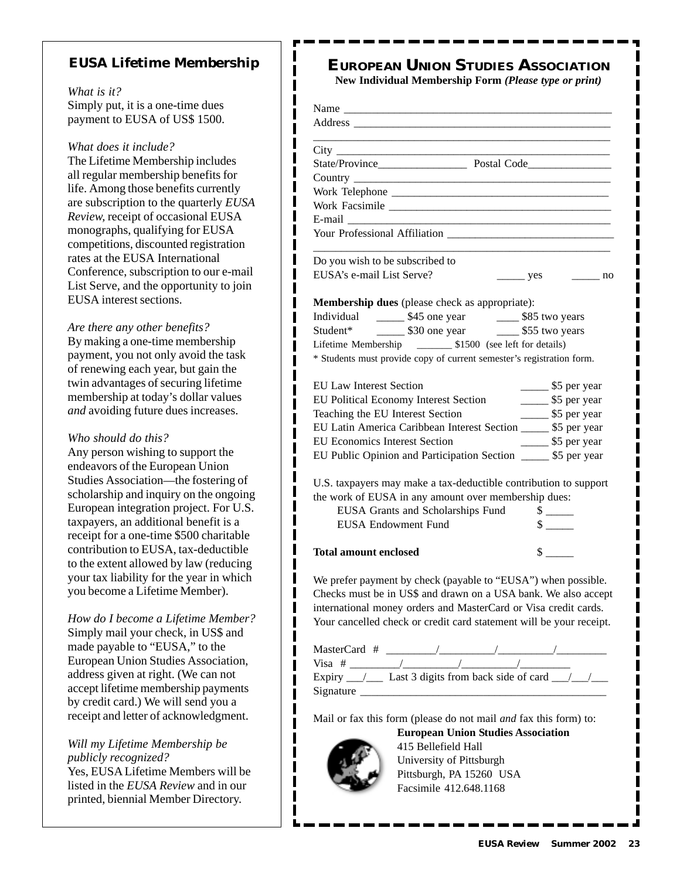## EUSA Lifetime Membership

*What is it?*
Simply put, it is a one-time dues payment to EUSA of US$ 1500.

*What does it include?*
The Lifetime Membership includes all regular membership benefits for life. Among those benefits currently are subscription to the quarterly *EUSA Review,* receipt of occasional EUSA monographs, qualifying for EUSA competitions, discounted registration rates at the EUSA International Conference, subscription to our e-mail List Serve, and the opportunity to join EUSA interest sections.

*Are there any other benefits?*
By making a one-time membership payment, you not only avoid the task of renewing each year, but gain the twin advantages of securing lifetime membership at today's dollar values *and* avoiding future dues increases.

*Who should do this?*
Any person wishing to support the endeavors of the European Union Studies Association—the fostering of scholarship and inquiry on the ongoing European integration project. For U.S. taxpayers, an additional benefit is a receipt for a one-time $500 charitable contribution to EUSA, tax-deductible to the extent allowed by law (reducing your tax liability for the year in which you become a Lifetime Member).

*How do I become a Lifetime Member?*
Simply mail your check, in US$ and made payable to "EUSA," to the European Union Studies Association, address given at right. (We can not accept lifetime membership payments by credit card.) We will send you a receipt and letter of acknowledgment.

*Will my Lifetime Membership be publicly recognized?*
Yes, EUSA Lifetime Members will be listed in the *EUSA Review* and in our printed, biennial Member Directory.

## EUROPEAN UNION STUDIES ASSOCIATION

**New Individual Membership Form *(Please type or print)***

Name ______________________________________________
Address ____________________________________________
___________________________________________________
City _______________________________________________
State/Province________________ Postal Code_______________
Country ____________________________________________
Work Telephone ______________________________________
Work Facsimile _______________________________________
E-mail _____________________________________________
Your Professional Affiliation ____________________________
___________________________________________________

Do you wish to be subscribed to
EUSA's e-mail List Serve? _____ yes _____ no

**Membership dues** (please check as appropriate):

Individual _____ $45 one year ____ $85 two years
Student* _____ $30 one year ____ $55 two years
Lifetime Membership _______ $1500 (see left for details)
\* Students must provide copy of current semester's registration form.

EU Law Interest Section _____ $5 per year
EU Political Economy Interest Section _____ $5 per year
Teaching the EU Interest Section _____ $5 per year
EU Latin America Caribbean Interest Section _____ $5 per year
EU Economics Interest Section _____ $5 per year
EU Public Opinion and Participation Section _____ $5 per year

U.S. taxpayers may make a tax-deductible contribution to support the work of EUSA in any amount over membership dues:

EUSA Grants and Scholarships Fund $ _____
EUSA Endowment Fund $ _____

**Total amount enclosed** $ _____

We prefer payment by check (payable to "EUSA") when possible. Checks must be in US$ and drawn on a USA bank. We also accept international money orders and MasterCard or Visa credit cards. Your cancelled check or credit card statement will be your receipt.

MasterCard # _________/__________/__________/_________
Visa # _________/__________/__________/_________
Expiry ___/___ Last 3 digits from back side of card ___/___/___
Signature ____________________________________________

Mail or fax this form (please do not mail *and* fax this form) to:

**European Union Studies Association**
415 Bellefield Hall
University of Pittsburgh
Pittsburgh, PA 15260 USA
Facsimile 412.648.1168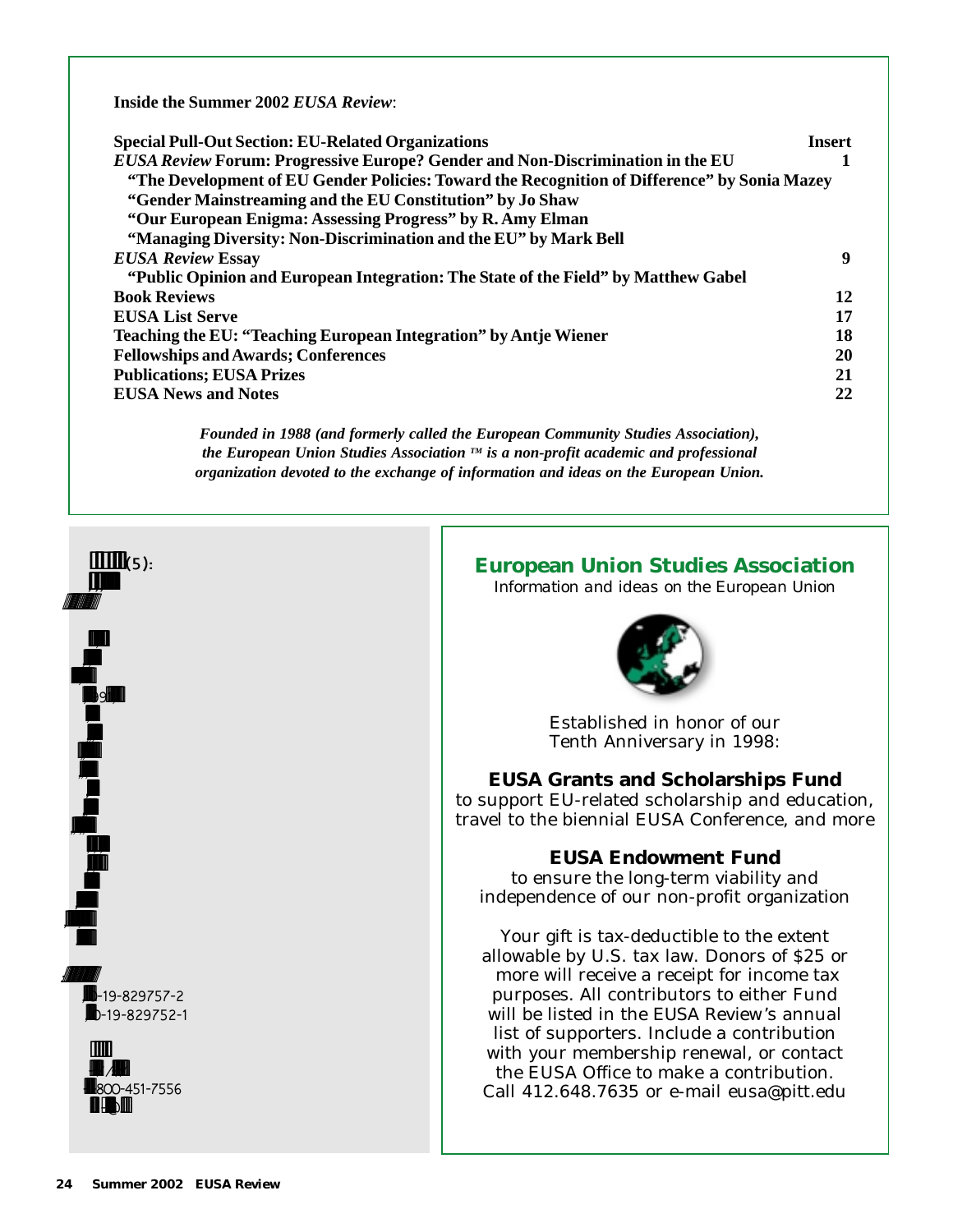**Inside the Summer 2002 *EUSA Review*:**

| | |
|---|---|
| **Special Pull-Out Section: EU-Related Organizations** | **Insert** |
| ***EUSA Review* Forum: Progressive Europe? Gender and Non-Discrimination in the EU** | **1** |
| **"The Development of EU Gender Policies: Toward the Recognition of Difference" by Sonia Mazey** | |
| **"Gender Mainstreaming and the EU Constitution" by Jo Shaw** | |
| **"Our European Enigma: Assessing Progress" by R. Amy Elman** | |
| **"Managing Diversity: Non-Discrimination and the EU" by Mark Bell** | |
| ***EUSA Review* Essay** | **9** |
| **"Public Opinion and European Integration: The State of the Field" by Matthew Gabel** | |
| **Book Reviews** | **12** |
| **EUSA List Serve** | **17** |
| **Teaching the EU: "Teaching European Integration" by Antje Wiener** | **18** |
| **Fellowships and Awards; Conferences** | **20** |
| **Publications; EUSA Prizes** | **21** |
| **EUSA News and Notes** | **22** |

***Founded in 1988 (and formerly called the European Community Studies Association), the European Union Studies Association ™ is a non-profit academic and professional organization devoted to the exchange of information and ideas on the European Union.***

(5):

-19-829757-2

-19-829752-1

800-451-7556

## European Union Studies Association

*Information and ideas on the European Union*

Established in honor of our Tenth Anniversary in 1998:

**EUSA Grants and Scholarships Fund**
to support EU-related scholarship and education, travel to the biennial EUSA Conference, and more

**EUSA Endowment Fund**
to ensure the long-term viability and independence of our non-profit organization

Your gift is tax-deductible to the extent allowable by U.S. tax law. Donors of $25 or more will receive a receipt for income tax purposes. All contributors to either Fund will be listed in the EUSA Review's annual list of supporters. Include a contribution with your membership renewal, or contact the EUSA Office to make a contribution. Call 412.648.7635 or e-mail eusa@pitt.edu